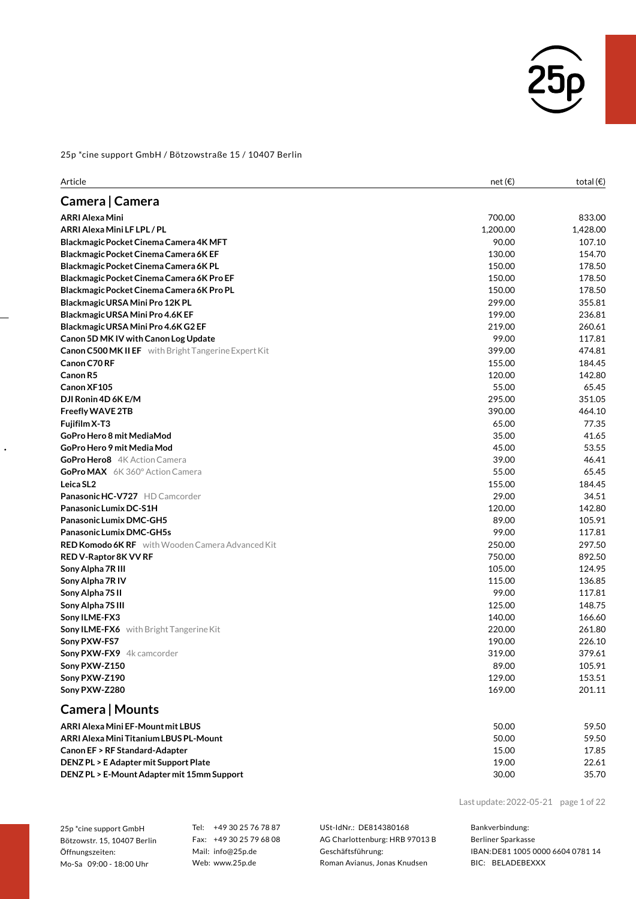25p *cine support GmbH / Bötzowstraße 15 / 10407 Berlin

| Article | net (€) | total (€) |
|---|---|---|
| **Camera \| Camera** | | |
| **ARRI Alexa Mini** | 700.00 | 833.00 |
| **ARRI Alexa Mini LF LPL / PL** | 1,200.00 | 1,428.00 |
| **Blackmagic Pocket Cinema Camera 4K MFT** | 90.00 | 107.10 |
| **Blackmagic Pocket Cinema Camera 6K EF** | 130.00 | 154.70 |
| **Blackmagic Pocket Cinema Camera 6K PL** | 150.00 | 178.50 |
| **Blackmagic Pocket Cinema Camera 6K Pro EF** | 150.00 | 178.50 |
| **Blackmagic Pocket Cinema Camera 6K Pro PL** | 150.00 | 178.50 |
| **Blackmagic URSA Mini Pro 12K PL** | 299.00 | 355.81 |
| **Blackmagic URSA Mini Pro 4.6K EF** | 199.00 | 236.81 |
| **Blackmagic URSA Mini Pro 4.6K G2 EF** | 219.00 | 260.61 |
| **Canon 5D MK IV with Canon Log Update** | 99.00 | 117.81 |
| **Canon C500 MK II EF** with Bright Tangerine Expert Kit | 399.00 | 474.81 |
| **Canon C70 RF** | 155.00 | 184.45 |
| **Canon R5** | 120.00 | 142.80 |
| **Canon XF105** | 55.00 | 65.45 |
| **DJI Ronin 4D 6K E/M** | 295.00 | 351.05 |
| **Freefly WAVE 2TB** | 390.00 | 464.10 |
| **Fujifilm X-T3** | 65.00 | 77.35 |
| **GoPro Hero 8 mit MediaMod** | 35.00 | 41.65 |
| **GoPro Hero 9 mit Media Mod** | 45.00 | 53.55 |
| **GoPro Hero8** 4K Action Camera | 39.00 | 46.41 |
| **GoPro MAX** 6K 360° Action Camera | 55.00 | 65.45 |
| **Leica SL2** | 155.00 | 184.45 |
| **Panasonic HC-V727** HD Camcorder | 29.00 | 34.51 |
| **Panasonic Lumix DC-S1H** | 120.00 | 142.80 |
| **Panasonic Lumix DMC-GH5** | 89.00 | 105.91 |
| **Panasonic Lumix DMC-GH5s** | 99.00 | 117.81 |
| **RED Komodo 6K RF** with Wooden Camera Advanced Kit | 250.00 | 297.50 |
| **RED V-Raptor 8K VV RF** | 750.00 | 892.50 |
| **Sony Alpha 7R III** | 105.00 | 124.95 |
| **Sony Alpha 7R IV** | 115.00 | 136.85 |
| **Sony Alpha 7S II** | 99.00 | 117.81 |
| **Sony Alpha 7S III** | 125.00 | 148.75 |
| **Sony ILME-FX3** | 140.00 | 166.60 |
| **Sony ILME-FX6** with Bright Tangerine Kit | 220.00 | 261.80 |
| **Sony PXW-FS7** | 190.00 | 226.10 |
| **Sony PXW-FX9** 4k camcorder | 319.00 | 379.61 |
| **Sony PXW-Z150** | 89.00 | 105.91 |
| **Sony PXW-Z190** | 129.00 | 153.51 |
| **Sony PXW-Z280** | 169.00 | 201.11 |
| **Camera \| Mounts** | | |
| **ARRI Alexa Mini EF-Mount mit LBUS** | 50.00 | 59.50 |
| **ARRI Alexa Mini Titanium LBUS PL-Mount** | 50.00 | 59.50 |
| **Canon EF > RF Standard-Adapter** | 15.00 | 17.85 |
| **DENZ PL > E Adapter mit Support Plate** | 19.00 | 22.61 |
| **DENZ PL > E-Mount Adapter mit 15mm Support** | 30.00 | 35.70 |

Last update: 2022-05-21

25p *cine support GmbH
Bötzowstr. 15, 10407 Berlin
Öffnungszeiten:
Mo-Sa 09:00 - 18:00 Uhr

Tel: +49 30 25 76 78 87
Fax: +49 30 25 79 68 08
Mail: info@25p.de
Web: www.25p.de

USt-IdNr.: DE814380168
AG Charlottenburg: HRB 97013 B
Geschäftsführung:
Roman Avianus, Jonas Knudsen

Bankverbindung:
Berliner Sparkasse
IBAN: DE81 1005 0000 6604 0781 14
BIC: BELADEBEXXX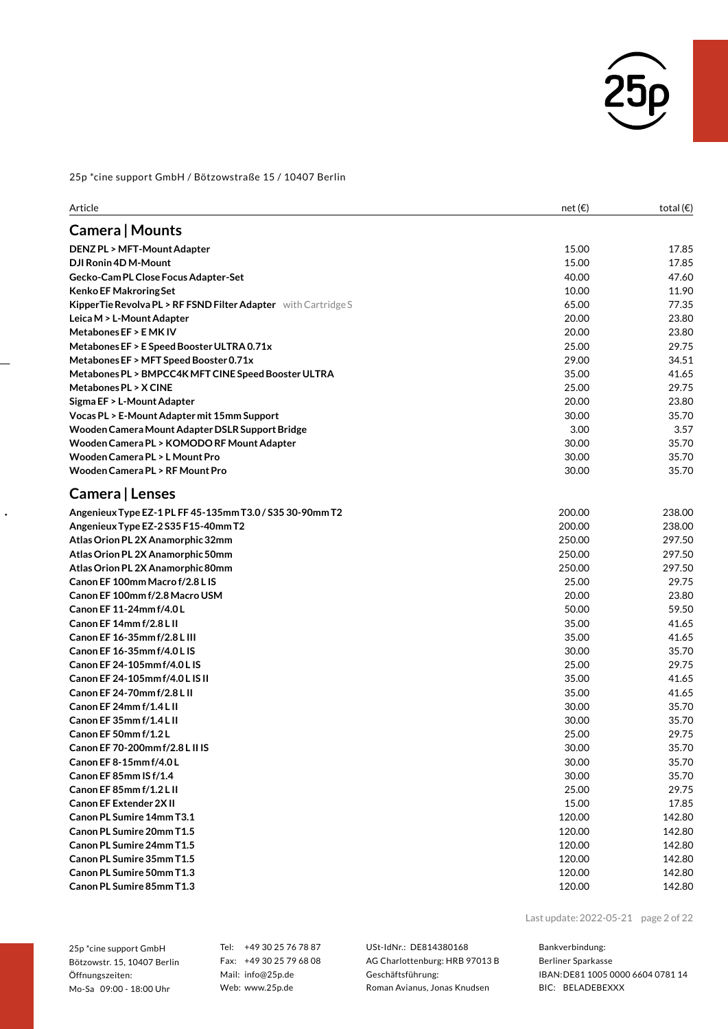25p *cine support GmbH / Bötzowstraße 15 / 10407 Berlin

| Article | net (€) | total (€) |
|---|---|---|
| **Camera \| Mounts** | | |
| **DENZ PL > MFT-Mount Adapter** | 15.00 | 17.85 |
| **DJI Ronin 4D M-Mount** | 15.00 | 17.85 |
| **Gecko-Cam PL Close Focus Adapter-Set** | 40.00 | 47.60 |
| **Kenko EF Makroring Set** | 10.00 | 11.90 |
| **KipperTie Revolva PL > RF FSND Filter Adapter** with Cartridge S | 65.00 | 77.35 |
| **Leica M > L-Mount Adapter** | 20.00 | 23.80 |
| **Metabones EF > E MK IV** | 20.00 | 23.80 |
| **Metabones EF > E Speed Booster ULTRA 0.71x** | 25.00 | 29.75 |
| **Metabones EF > MFT Speed Booster 0.71x** | 29.00 | 34.51 |
| **Metabones PL > BMPCC4K MFT CINE Speed Booster ULTRA** | 35.00 | 41.65 |
| **Metabones PL > X CINE** | 25.00 | 29.75 |
| **Sigma EF > L-Mount Adapter** | 20.00 | 23.80 |
| **Vocas PL > E-Mount Adapter mit 15mm Support** | 30.00 | 35.70 |
| **Wooden Camera Mount Adapter DSLR Support Bridge** | 3.00 | 3.57 |
| **Wooden Camera PL > KOMODO RF Mount Adapter** | 30.00 | 35.70 |
| **Wooden Camera PL > L Mount Pro** | 30.00 | 35.70 |
| **Wooden Camera PL > RF Mount Pro** | 30.00 | 35.70 |
| **Camera \| Lenses** | | |
| **Angenieux Type EZ-1 PL FF 45-135mm T3.0 / S35 30-90mm T2** | 200.00 | 238.00 |
| **Angenieux Type EZ-2 S35 F15-40mm T2** | 200.00 | 238.00 |
| **Atlas Orion PL 2X Anamorphic 32mm** | 250.00 | 297.50 |
| **Atlas Orion PL 2X Anamorphic 50mm** | 250.00 | 297.50 |
| **Atlas Orion PL 2X Anamorphic 80mm** | 250.00 | 297.50 |
| **Canon EF 100mm Macro f/2.8 L IS** | 25.00 | 29.75 |
| **Canon EF 100mm f/2.8 Macro USM** | 20.00 | 23.80 |
| **Canon EF 11-24mm f/4.0 L** | 50.00 | 59.50 |
| **Canon EF 14mm f/2.8 L II** | 35.00 | 41.65 |
| **Canon EF 16-35mm f/2.8 L III** | 35.00 | 41.65 |
| **Canon EF 16-35mm f/4.0 L IS** | 30.00 | 35.70 |
| **Canon EF 24-105mm f/4.0 L IS** | 25.00 | 29.75 |
| **Canon EF 24-105mm f/4.0 L IS II** | 35.00 | 41.65 |
| **Canon EF 24-70mm f/2.8 L II** | 35.00 | 41.65 |
| **Canon EF 24mm f/1.4 L II** | 30.00 | 35.70 |
| **Canon EF 35mm f/1.4 L II** | 30.00 | 35.70 |
| **Canon EF 50mm f/1.2 L** | 25.00 | 29.75 |
| **Canon EF 70-200mm f/2.8 L II IS** | 30.00 | 35.70 |
| **Canon EF 8-15mm f/4.0 L** | 30.00 | 35.70 |
| **Canon EF 85mm IS f/1.4** | 30.00 | 35.70 |
| **Canon EF 85mm f/1.2 L II** | 25.00 | 29.75 |
| **Canon EF Extender 2X II** | 15.00 | 17.85 |
| **Canon PL Sumire 14mm T3.1** | 120.00 | 142.80 |
| **Canon PL Sumire 20mm T1.5** | 120.00 | 142.80 |
| **Canon PL Sumire 24mm T1.5** | 120.00 | 142.80 |
| **Canon PL Sumire 35mm T1.5** | 120.00 | 142.80 |
| **Canon PL Sumire 50mm T1.3** | 120.00 | 142.80 |
| **Canon PL Sumire 85mm T1.3** | 120.00 | 142.80 |

Last update: 2022-05-21

25p *cine support GmbH
Bötzowstr. 15, 10407 Berlin
Öffnungszeiten:
Mo-Sa 09:00 - 18:00 Uhr

Tel: +49 30 25 76 78 87
Fax: +49 30 25 79 68 08
Mail: info@25p.de
Web: www.25p.de

USt-IdNr.: DE814380168
AG Charlottenburg: HRB 97013 B
Geschäftsführung:
Roman Avianus, Jonas Knudsen

Bankverbindung:
Berliner Sparkasse
IBAN: DE81 1005 0000 6604 0781 14
BIC: BELADEBEXXX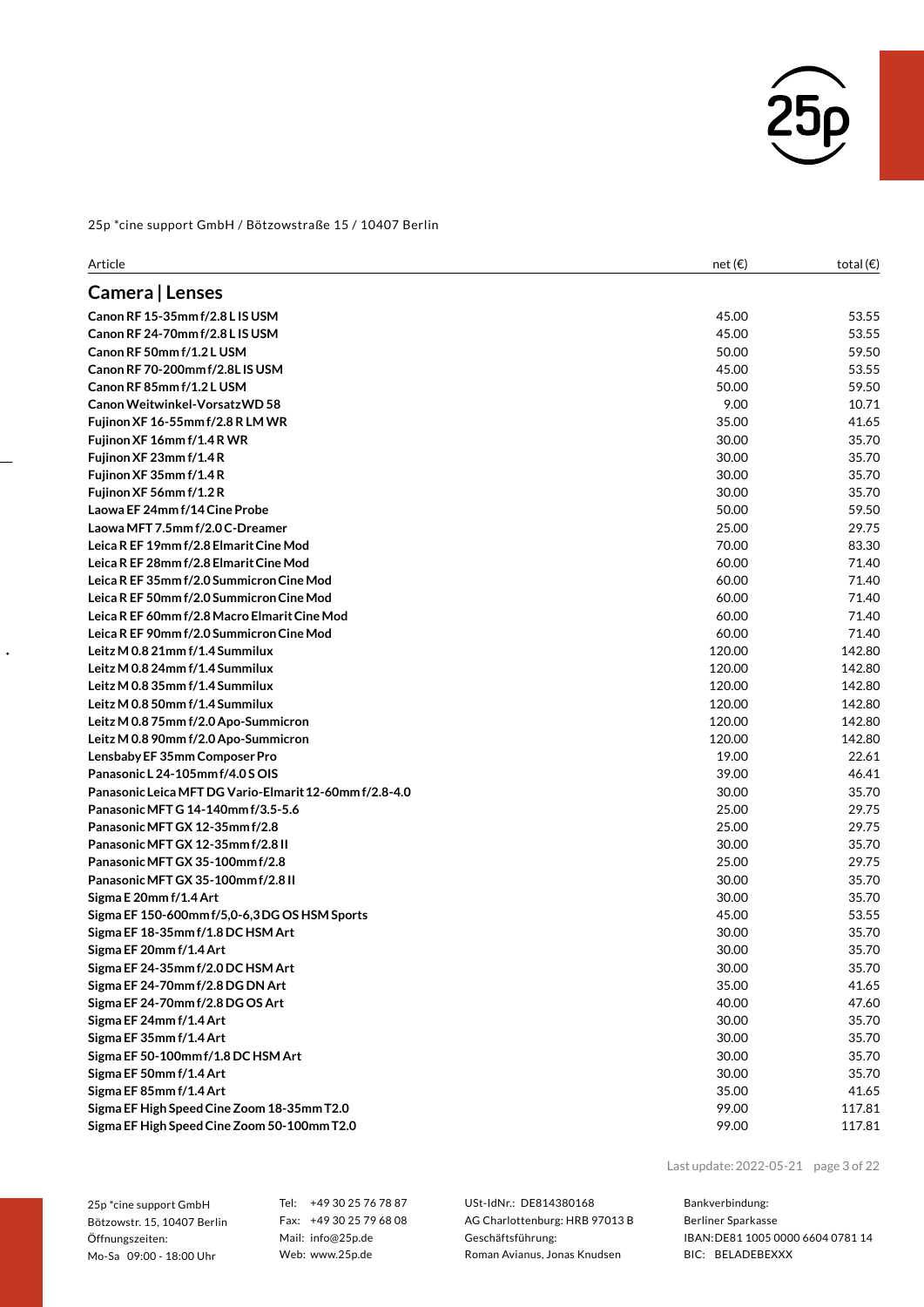25p *cine support GmbH / Bötzowstraße 15 / 10407 Berlin

| Article | net (€) | total (€) |
|---|---|---|
| **Camera \| Lenses** | | |
| **Canon RF 15-35mm f/2.8 L IS USM** | 45.00 | 53.55 |
| **Canon RF 24-70mm f/2.8 L IS USM** | 45.00 | 53.55 |
| **Canon RF 50mm f/1.2 L USM** | 50.00 | 59.50 |
| **Canon RF 70-200mm f/2.8L IS USM** | 45.00 | 53.55 |
| **Canon RF 85mm f/1.2 L USM** | 50.00 | 59.50 |
| **Canon Weitwinkel-Vorsatz WD 58** | 9.00 | 10.71 |
| **Fujinon XF 16-55mm f/2.8 R LM WR** | 35.00 | 41.65 |
| **Fujinon XF 16mm f/1.4 R WR** | 30.00 | 35.70 |
| **Fujinon XF 23mm f/1.4 R** | 30.00 | 35.70 |
| **Fujinon XF 35mm f/1.4 R** | 30.00 | 35.70 |
| **Fujinon XF 56mm f/1.2 R** | 30.00 | 35.70 |
| **Laowa EF 24mm f/14 Cine Probe** | 50.00 | 59.50 |
| **Laowa MFT 7.5mm f/2.0 C-Dreamer** | 25.00 | 29.75 |
| **Leica R EF 19mm f/2.8 Elmarit Cine Mod** | 70.00 | 83.30 |
| **Leica R EF 28mm f/2.8 Elmarit Cine Mod** | 60.00 | 71.40 |
| **Leica R EF 35mm f/2.0 Summicron Cine Mod** | 60.00 | 71.40 |
| **Leica R EF 50mm f/2.0 Summicron Cine Mod** | 60.00 | 71.40 |
| **Leica R EF 60mm f/2.8 Macro Elmarit Cine Mod** | 60.00 | 71.40 |
| **Leica R EF 90mm f/2.0 Summicron Cine Mod** | 60.00 | 71.40 |
| **Leitz M 0.8 21mm f/1.4 Summilux** | 120.00 | 142.80 |
| **Leitz M 0.8 24mm f/1.4 Summilux** | 120.00 | 142.80 |
| **Leitz M 0.8 35mm f/1.4 Summilux** | 120.00 | 142.80 |
| **Leitz M 0.8 50mm f/1.4 Summilux** | 120.00 | 142.80 |
| **Leitz M 0.8 75mm f/2.0 Apo-Summicron** | 120.00 | 142.80 |
| **Leitz M 0.8 90mm f/2.0 Apo-Summicron** | 120.00 | 142.80 |
| **Lensbaby EF 35mm Composer Pro** | 19.00 | 22.61 |
| **Panasonic L 24-105mm f/4.0 S OIS** | 39.00 | 46.41 |
| **Panasonic Leica MFT DG Vario-Elmarit 12-60mm f/2.8-4.0** | 30.00 | 35.70 |
| **Panasonic MFT G 14-140mm f/3.5-5.6** | 25.00 | 29.75 |
| **Panasonic MFT GX 12-35mm f/2.8** | 25.00 | 29.75 |
| **Panasonic MFT GX 12-35mm f/2.8 II** | 30.00 | 35.70 |
| **Panasonic MFT GX 35-100mm f/2.8** | 25.00 | 29.75 |
| **Panasonic MFT GX 35-100mm f/2.8 II** | 30.00 | 35.70 |
| **Sigma E 20mm f/1.4 Art** | 30.00 | 35.70 |
| **Sigma EF 150-600mm f/5,0-6,3 DG OS HSM Sports** | 45.00 | 53.55 |
| **Sigma EF 18-35mm f/1.8 DC HSM Art** | 30.00 | 35.70 |
| **Sigma EF 20mm f/1.4 Art** | 30.00 | 35.70 |
| **Sigma EF 24-35mm f/2.0 DC HSM Art** | 30.00 | 35.70 |
| **Sigma EF 24-70mm f/2.8 DG DN Art** | 35.00 | 41.65 |
| **Sigma EF 24-70mm f/2.8 DG OS Art** | 40.00 | 47.60 |
| **Sigma EF 24mm f/1.4 Art** | 30.00 | 35.70 |
| **Sigma EF 35mm f/1.4 Art** | 30.00 | 35.70 |
| **Sigma EF 50-100mm f/1.8 DC HSM Art** | 30.00 | 35.70 |
| **Sigma EF 50mm f/1.4 Art** | 30.00 | 35.70 |
| **Sigma EF 85mm f/1.4 Art** | 35.00 | 41.65 |
| **Sigma EF High Speed Cine Zoom 18-35mm T2.0** | 99.00 | 117.81 |
| **Sigma EF High Speed Cine Zoom 50-100mm T2.0** | 99.00 | 117.81 |

Last update: 2022-05-21

25p *cine support GmbH
Bötzowstr. 15, 10407 Berlin
Öffnungszeiten:
Mo-Sa 09:00 - 18:00 Uhr

Tel: +49 30 25 76 78 87
Fax: +49 30 25 79 68 08
Mail: info@25p.de
Web: www.25p.de

USt-IdNr.: DE814380168
AG Charlottenburg: HRB 97013 B
Geschäftsführung:
Roman Avianus, Jonas Knudsen

Bankverbindung:
Berliner Sparkasse
IBAN: DE81 1005 0000 6604 0781 14
BIC: BELADEBEXXX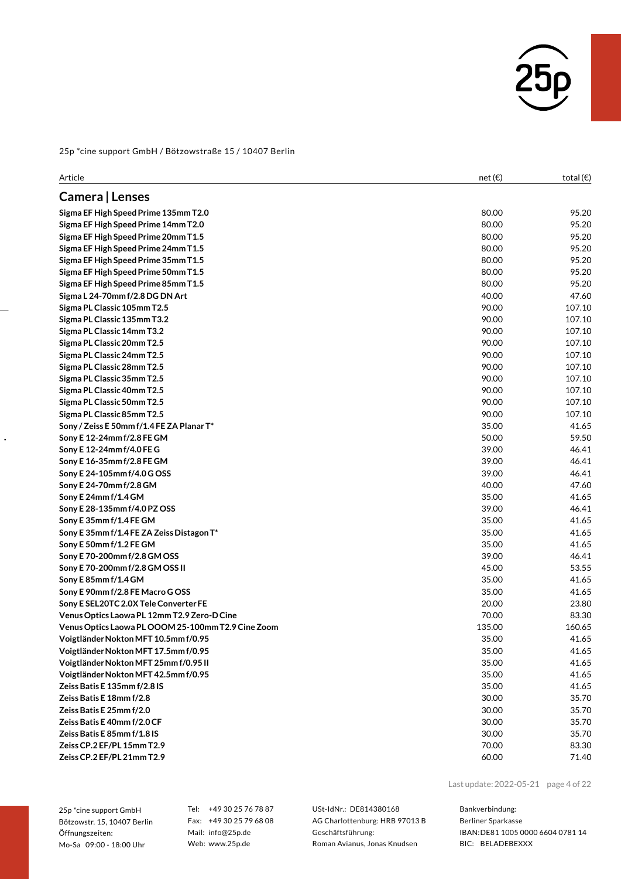25p *cine support GmbH / Bötzowstraße 15 / 10407 Berlin

| Article | net (€) | total (€) |
|---|---|---|
| **Camera \| Lenses** | | |
| **Sigma EF High Speed Prime 135mm T2.0** | 80.00 | 95.20 |
| **Sigma EF High Speed Prime 14mm T2.0** | 80.00 | 95.20 |
| **Sigma EF High Speed Prime 20mm T1.5** | 80.00 | 95.20 |
| **Sigma EF High Speed Prime 24mm T1.5** | 80.00 | 95.20 |
| **Sigma EF High Speed Prime 35mm T1.5** | 80.00 | 95.20 |
| **Sigma EF High Speed Prime 50mm T1.5** | 80.00 | 95.20 |
| **Sigma EF High Speed Prime 85mm T1.5** | 80.00 | 95.20 |
| **Sigma L 24-70mm f/2.8 DG DN Art** | 40.00 | 47.60 |
| **Sigma PL Classic 105mm T2.5** | 90.00 | 107.10 |
| **Sigma PL Classic 135mm T3.2** | 90.00 | 107.10 |
| **Sigma PL Classic 14mm T3.2** | 90.00 | 107.10 |
| **Sigma PL Classic 20mm T2.5** | 90.00 | 107.10 |
| **Sigma PL Classic 24mm T2.5** | 90.00 | 107.10 |
| **Sigma PL Classic 28mm T2.5** | 90.00 | 107.10 |
| **Sigma PL Classic 35mm T2.5** | 90.00 | 107.10 |
| **Sigma PL Classic 40mm T2.5** | 90.00 | 107.10 |
| **Sigma PL Classic 50mm T2.5** | 90.00 | 107.10 |
| **Sigma PL Classic 85mm T2.5** | 90.00 | 107.10 |
| **Sony / Zeiss E 50mm f/1.4 FE ZA Planar T*** | 35.00 | 41.65 |
| **Sony E 12-24mm f/2.8 FE GM** | 50.00 | 59.50 |
| **Sony E 12-24mm f/4.0 FE G** | 39.00 | 46.41 |
| **Sony E 16-35mm f/2.8 FE GM** | 39.00 | 46.41 |
| **Sony E 24-105mm f/4.0 G OSS** | 39.00 | 46.41 |
| **Sony E 24-70mm f/2.8 GM** | 40.00 | 47.60 |
| **Sony E 24mm f/1.4 GM** | 35.00 | 41.65 |
| **Sony E 28-135mm f/4.0 PZ OSS** | 39.00 | 46.41 |
| **Sony E 35mm f/1.4 FE GM** | 35.00 | 41.65 |
| **Sony E 35mm f/1.4 FE ZA Zeiss Distagon T*** | 35.00 | 41.65 |
| **Sony E 50mm f/1.2 FE GM** | 35.00 | 41.65 |
| **Sony E 70-200mm f/2.8 GM OSS** | 39.00 | 46.41 |
| **Sony E 70-200mm f/2.8 GM OSS II** | 45.00 | 53.55 |
| **Sony E 85mm f/1.4 GM** | 35.00 | 41.65 |
| **Sony E 90mm f/2.8 FE Macro G OSS** | 35.00 | 41.65 |
| **Sony E SEL20TC 2.0X Tele Converter FE** | 20.00 | 23.80 |
| **Venus Optics Laowa PL 12mm T2.9 Zero-D Cine** | 70.00 | 83.30 |
| **Venus Optics Laowa PL OOOM 25-100mm T2.9 Cine Zoom** | 135.00 | 160.65 |
| **Voigtländer Nokton MFT 10.5mm f/0.95** | 35.00 | 41.65 |
| **Voigtländer Nokton MFT 17.5mm f/0.95** | 35.00 | 41.65 |
| **Voigtländer Nokton MFT 25mm f/0.95 II** | 35.00 | 41.65 |
| **Voigtländer Nokton MFT 42.5mm f/0.95** | 35.00 | 41.65 |
| **Zeiss Batis E 135mm f/2.8 IS** | 35.00 | 41.65 |
| **Zeiss Batis E 18mm f/2.8** | 30.00 | 35.70 |
| **Zeiss Batis E 25mm f/2.0** | 30.00 | 35.70 |
| **Zeiss Batis E 40mm f/2.0 CF** | 30.00 | 35.70 |
| **Zeiss Batis E 85mm f/1.8 IS** | 30.00 | 35.70 |
| **Zeiss CP.2 EF/PL 15mm T2.9** | 70.00 | 83.30 |
| **Zeiss CP.2 EF/PL 21mm T2.9** | 60.00 | 71.40 |

Last update: 2022-05-21

25p *cine support GmbH
Bötzowstr. 15, 10407 Berlin
Öffnungszeiten:
Mo-Sa 09:00 - 18:00 Uhr

Tel: +49 30 25 76 78 87
Fax: +49 30 25 79 68 08
Mail: info@25p.de
Web: www.25p.de

USt-IdNr.: DE814380168
AG Charlottenburg: HRB 97013 B
Geschäftsführung:
Roman Avianus, Jonas Knudsen

Bankverbindung:
Berliner Sparkasse
IBAN: DE81 1005 0000 6604 0781 14
BIC: BELADEBEXXX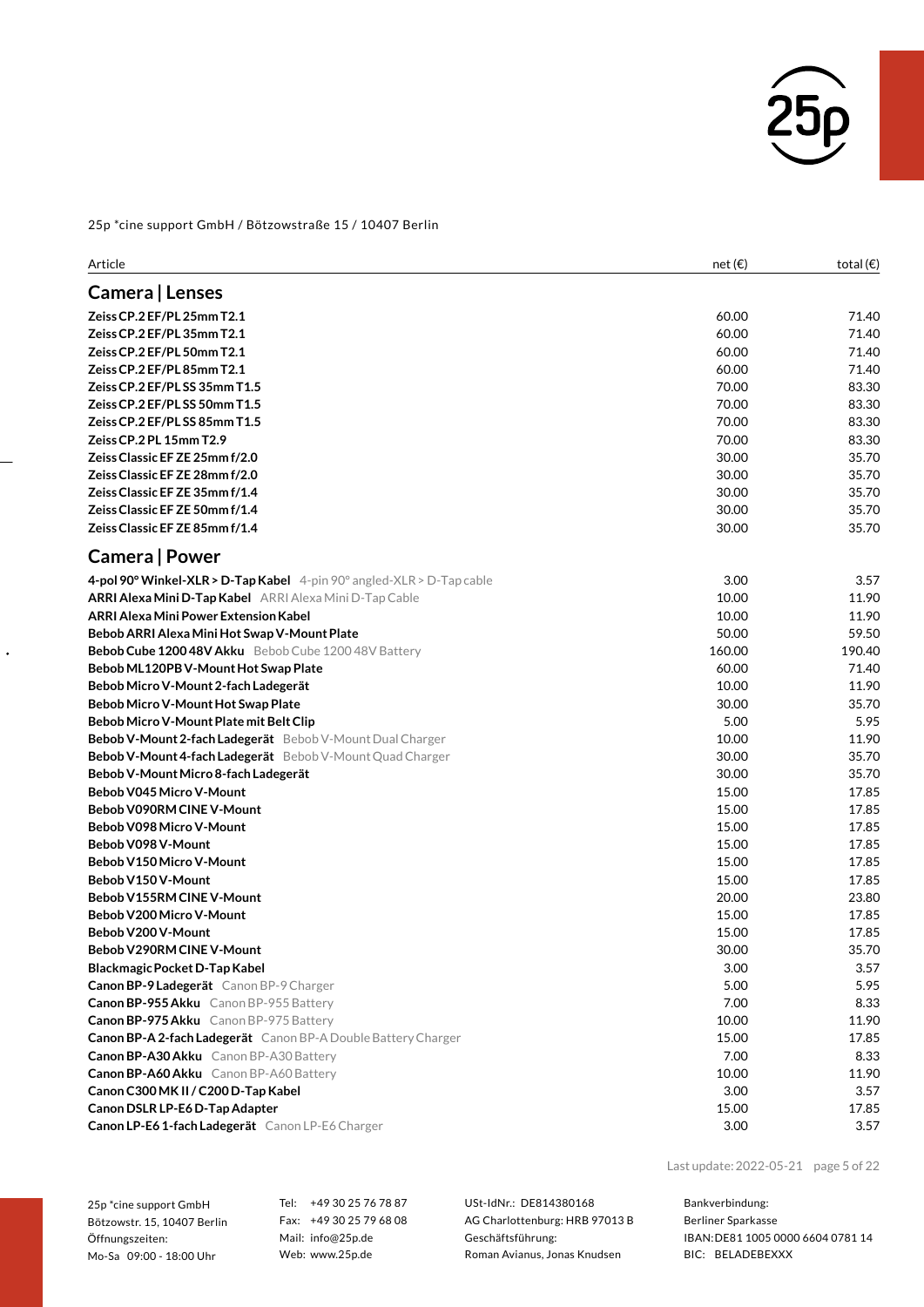25p *cine support GmbH / Bötzowstraße 15 / 10407 Berlin

| Article | net (€) | total (€) |
|---|---|---|
| **Camera \| Lenses** | | |
| **Zeiss CP.2 EF/PL 25mm T2.1** | 60.00 | 71.40 |
| **Zeiss CP.2 EF/PL 35mm T2.1** | 60.00 | 71.40 |
| **Zeiss CP.2 EF/PL 50mm T2.1** | 60.00 | 71.40 |
| **Zeiss CP.2 EF/PL 85mm T2.1** | 60.00 | 71.40 |
| **Zeiss CP.2 EF/PL SS 35mm T1.5** | 70.00 | 83.30 |
| **Zeiss CP.2 EF/PL SS 50mm T1.5** | 70.00 | 83.30 |
| **Zeiss CP.2 EF/PL SS 85mm T1.5** | 70.00 | 83.30 |
| **Zeiss CP.2 PL 15mm T2.9** | 70.00 | 83.30 |
| **Zeiss Classic EF ZE 25mm f/2.0** | 30.00 | 35.70 |
| **Zeiss Classic EF ZE 28mm f/2.0** | 30.00 | 35.70 |
| **Zeiss Classic EF ZE 35mm f/1.4** | 30.00 | 35.70 |
| **Zeiss Classic EF ZE 50mm f/1.4** | 30.00 | 35.70 |
| **Zeiss Classic EF ZE 85mm f/1.4** | 30.00 | 35.70 |
| **Camera \| Power** | | |
| **4-pol 90° Winkel-XLR > D-Tap Kabel** 4-pin 90° angled-XLR > D-Tap cable | 3.00 | 3.57 |
| **ARRI Alexa Mini D-Tap Kabel** ARRI Alexa Mini D-Tap Cable | 10.00 | 11.90 |
| **ARRI Alexa Mini Power Extension Kabel** | 10.00 | 11.90 |
| **Bebob ARRI Alexa Mini Hot Swap V-Mount Plate** | 50.00 | 59.50 |
| **Bebob Cube 1200 48V Akku** Bebob Cube 1200 48V Battery | 160.00 | 190.40 |
| **Bebob ML120PB V-Mount Hot Swap Plate** | 60.00 | 71.40 |
| **Bebob Micro V-Mount 2-fach Ladegerät** | 10.00 | 11.90 |
| **Bebob Micro V-Mount Hot Swap Plate** | 30.00 | 35.70 |
| **Bebob Micro V-Mount Plate mit Belt Clip** | 5.00 | 5.95 |
| **Bebob V-Mount 2-fach Ladegerät** Bebob V-Mount Dual Charger | 10.00 | 11.90 |
| **Bebob V-Mount 4-fach Ladegerät** Bebob V-Mount Quad Charger | 30.00 | 35.70 |
| **Bebob V-Mount Micro 8-fach Ladegerät** | 30.00 | 35.70 |
| **Bebob V045 Micro V-Mount** | 15.00 | 17.85 |
| **Bebob V090RM CINE V-Mount** | 15.00 | 17.85 |
| **Bebob V098 Micro V-Mount** | 15.00 | 17.85 |
| **Bebob V098 V-Mount** | 15.00 | 17.85 |
| **Bebob V150 Micro V-Mount** | 15.00 | 17.85 |
| **Bebob V150 V-Mount** | 15.00 | 17.85 |
| **Bebob V155RM CINE V-Mount** | 20.00 | 23.80 |
| **Bebob V200 Micro V-Mount** | 15.00 | 17.85 |
| **Bebob V200 V-Mount** | 15.00 | 17.85 |
| **Bebob V290RM CINE V-Mount** | 30.00 | 35.70 |
| **Blackmagic Pocket D-Tap Kabel** | 3.00 | 3.57 |
| **Canon BP-9 Ladegerät** Canon BP-9 Charger | 5.00 | 5.95 |
| **Canon BP-955 Akku** Canon BP-955 Battery | 7.00 | 8.33 |
| **Canon BP-975 Akku** Canon BP-975 Battery | 10.00 | 11.90 |
| **Canon BP-A 2-fach Ladegerät** Canon BP-A Double Battery Charger | 15.00 | 17.85 |
| **Canon BP-A30 Akku** Canon BP-A30 Battery | 7.00 | 8.33 |
| **Canon BP-A60 Akku** Canon BP-A60 Battery | 10.00 | 11.90 |
| **Canon C300 MK II / C200 D-Tap Kabel** | 3.00 | 3.57 |
| **Canon DSLR LP-E6 D-Tap Adapter** | 15.00 | 17.85 |
| **Canon LP-E6 1-fach Ladegerät** Canon LP-E6 Charger | 3.00 | 3.57 |

Last update: 2022-05-21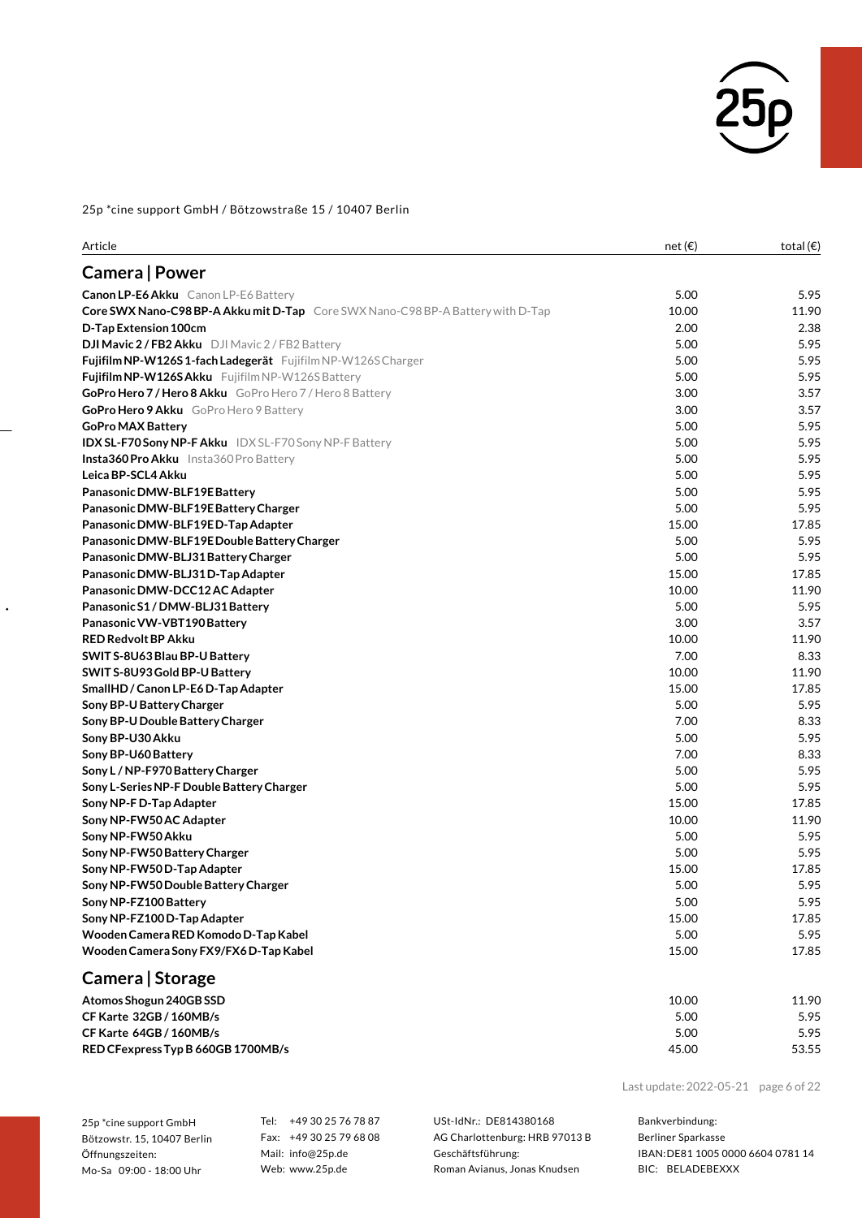25p *cine support GmbH / Bötzowstraße 15 / 10407 Berlin

| Article | net (€) | total (€) |
|---|---|---|

## Camera | Power

| Article | net (€) | total (€) |
|---|---|---|
| **Canon LP-E6 Akku** Canon LP-E6 Battery | 5.00 | 5.95 |
| **Core SWX Nano-C98 BP-A Akku mit D-Tap** Core SWX Nano-C98 BP-A Battery with D-Tap | 10.00 | 11.90 |
| **D-Tap Extension 100cm** | 2.00 | 2.38 |
| **DJI Mavic 2 / FB2 Akku** DJI Mavic 2 / FB2 Battery | 5.00 | 5.95 |
| **Fujifilm NP-W126S 1-fach Ladegerät** Fujifilm NP-W126S Charger | 5.00 | 5.95 |
| **Fujifilm NP-W126S Akku** Fujifilm NP-W126S Battery | 5.00 | 5.95 |
| **GoPro Hero 7 / Hero 8 Akku** GoPro Hero 7 / Hero 8 Battery | 3.00 | 3.57 |
| **GoPro Hero 9 Akku** GoPro Hero 9 Battery | 3.00 | 3.57 |
| **GoPro MAX Battery** | 5.00 | 5.95 |
| **IDX SL-F70 Sony NP-F Akku** IDX SL-F70 Sony NP-F Battery | 5.00 | 5.95 |
| **Insta360 Pro Akku** Insta360 Pro Battery | 5.00 | 5.95 |
| **Leica BP-SCL4 Akku** | 5.00 | 5.95 |
| **Panasonic DMW-BLF19E Battery** | 5.00 | 5.95 |
| **Panasonic DMW-BLF19E Battery Charger** | 5.00 | 5.95 |
| **Panasonic DMW-BLF19E D-Tap Adapter** | 15.00 | 17.85 |
| **Panasonic DMW-BLF19E Double Battery Charger** | 5.00 | 5.95 |
| **Panasonic DMW-BLJ31 Battery Charger** | 5.00 | 5.95 |
| **Panasonic DMW-BLJ31 D-Tap Adapter** | 15.00 | 17.85 |
| **Panasonic DMW-DCC12 AC Adapter** | 10.00 | 11.90 |
| **Panasonic S1 / DMW-BLJ31 Battery** | 5.00 | 5.95 |
| **Panasonic VW-VBT190 Battery** | 3.00 | 3.57 |
| **RED Redvolt BP Akku** | 10.00 | 11.90 |
| **SWIT S-8U63 Blau BP-U Battery** | 7.00 | 8.33 |
| **SWIT S-8U93 Gold BP-U Battery** | 10.00 | 11.90 |
| **SmallHD / Canon LP-E6 D-Tap Adapter** | 15.00 | 17.85 |
| **Sony BP-U Battery Charger** | 5.00 | 5.95 |
| **Sony BP-U Double Battery Charger** | 7.00 | 8.33 |
| **Sony BP-U30 Akku** | 5.00 | 5.95 |
| **Sony BP-U60 Battery** | 7.00 | 8.33 |
| **Sony L / NP-F970 Battery Charger** | 5.00 | 5.95 |
| **Sony L-Series NP-F Double Battery Charger** | 5.00 | 5.95 |
| **Sony NP-F D-Tap Adapter** | 15.00 | 17.85 |
| **Sony NP-FW50 AC Adapter** | 10.00 | 11.90 |
| **Sony NP-FW50 Akku** | 5.00 | 5.95 |
| **Sony NP-FW50 Battery Charger** | 5.00 | 5.95 |
| **Sony NP-FW50 D-Tap Adapter** | 15.00 | 17.85 |
| **Sony NP-FW50 Double Battery Charger** | 5.00 | 5.95 |
| **Sony NP-FZ100 Battery** | 5.00 | 5.95 |
| **Sony NP-FZ100 D-Tap Adapter** | 15.00 | 17.85 |
| **Wooden Camera RED Komodo D-Tap Kabel** | 5.00 | 5.95 |
| **Wooden Camera Sony FX9/FX6 D-Tap Kabel** | 15.00 | 17.85 |

## Camera | Storage

| Article | net (€) | total (€) |
|---|---|---|
| **Atomos Shogun 240GB SSD** | 10.00 | 11.90 |
| **CF Karte 32GB / 160MB/s** | 5.00 | 5.95 |
| **CF Karte 64GB / 160MB/s** | 5.00 | 5.95 |
| **RED CFexpress Typ B 660GB 1700MB/s** | 45.00 | 53.55 |

Last update: 2022-05-21

25p *cine support GmbH
Bötzowstr. 15, 10407 Berlin
Öffnungszeiten:
Mo-Sa 09:00 - 18:00 Uhr

Tel: +49 30 25 76 78 87
Fax: +49 30 25 79 68 08
Mail: info@25p.de
Web: www.25p.de

USt-IdNr.: DE814380168
AG Charlottenburg: HRB 97013 B
Geschäftsführung:
Roman Avianus, Jonas Knudsen

Bankverbindung:
Berliner Sparkasse
IBAN: DE81 1005 0000 6604 0781 14
BIC: BELADEBEXXX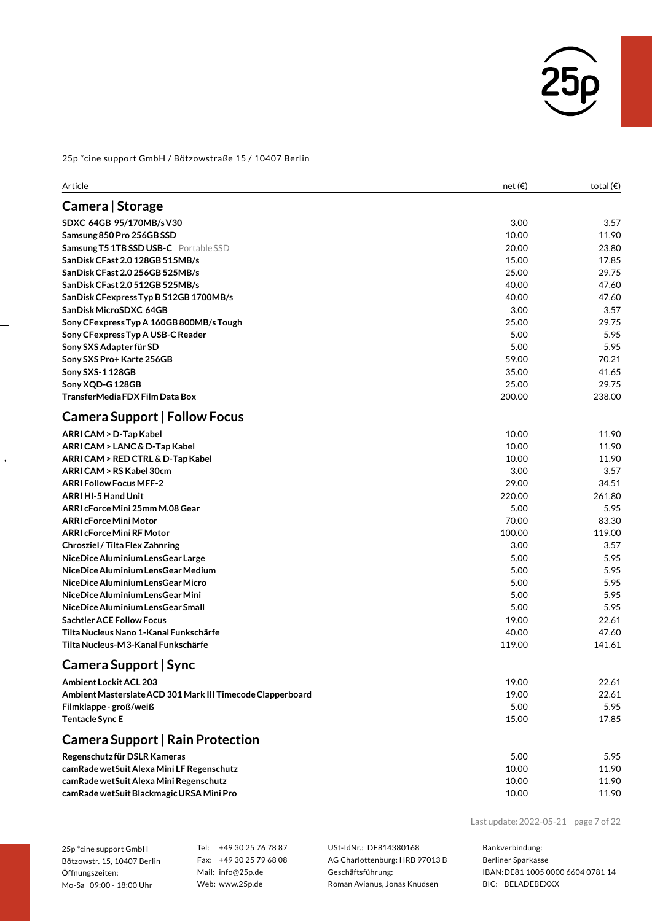25p *cine support GmbH / Bötzowstraße 15 / 10407 Berlin

| Article | net (€) | total (€) |
|---|---|---|
| **Camera \| Storage** | | |
| **SDXC 64GB 95/170MB/s V30** | 3.00 | 3.57 |
| **Samsung 850 Pro 256GB SSD** | 10.00 | 11.90 |
| **Samsung T5 1TB SSD USB-C** Portable SSD | 20.00 | 23.80 |
| **SanDisk CFast 2.0 128GB 515MB/s** | 15.00 | 17.85 |
| **SanDisk CFast 2.0 256GB 525MB/s** | 25.00 | 29.75 |
| **SanDisk CFast 2.0 512GB 525MB/s** | 40.00 | 47.60 |
| **SanDisk CFexpress Typ B 512GB 1700MB/s** | 40.00 | 47.60 |
| **SanDisk MicroSDXC 64GB** | 3.00 | 3.57 |
| **Sony CFexpress Typ A 160GB 800MB/s Tough** | 25.00 | 29.75 |
| **Sony CFexpress Typ A USB-C Reader** | 5.00 | 5.95 |
| **Sony SXS Adapter für SD** | 5.00 | 5.95 |
| **Sony SXS Pro+ Karte 256GB** | 59.00 | 70.21 |
| **Sony SXS-1 128GB** | 35.00 | 41.65 |
| **Sony XQD-G 128GB** | 25.00 | 29.75 |
| **TransferMedia FDX Film Data Box** | 200.00 | 238.00 |
| **Camera Support \| Follow Focus** | | |
| **ARRI CAM > D-Tap Kabel** | 10.00 | 11.90 |
| **ARRI CAM > LANC & D-Tap Kabel** | 10.00 | 11.90 |
| **ARRI CAM > RED CTRL & D-Tap Kabel** | 10.00 | 11.90 |
| **ARRI CAM > RS Kabel 30cm** | 3.00 | 3.57 |
| **ARRI Follow Focus MFF-2** | 29.00 | 34.51 |
| **ARRI HI-5 Hand Unit** | 220.00 | 261.80 |
| **ARRI cForce Mini 25mm M.08 Gear** | 5.00 | 5.95 |
| **ARRI cForce Mini Motor** | 70.00 | 83.30 |
| **ARRI cForce Mini RF Motor** | 100.00 | 119.00 |
| **Chrosziel / Tilta Flex Zahnring** | 3.00 | 3.57 |
| **NiceDice Aluminium LensGear Large** | 5.00 | 5.95 |
| **NiceDice Aluminium LensGear Medium** | 5.00 | 5.95 |
| **NiceDice Aluminium LensGear Micro** | 5.00 | 5.95 |
| **NiceDice Aluminium LensGear Mini** | 5.00 | 5.95 |
| **NiceDice Aluminium LensGear Small** | 5.00 | 5.95 |
| **Sachtler ACE Follow Focus** | 19.00 | 22.61 |
| **Tilta Nucleus Nano 1-Kanal Funkschärfe** | 40.00 | 47.60 |
| **Tilta Nucleus-M 3-Kanal Funkschärfe** | 119.00 | 141.61 |
| **Camera Support \| Sync** | | |
| **Ambient Lockit ACL 203** | 19.00 | 22.61 |
| **Ambient Masterslate ACD 301 Mark III Timecode Clapperboard** | 19.00 | 22.61 |
| **Filmklappe - groß/weiß** | 5.00 | 5.95 |
| **Tentacle Sync E** | 15.00 | 17.85 |
| **Camera Support \| Rain Protection** | | |
| **Regenschutz für DSLR Kameras** | 5.00 | 5.95 |
| **camRade wetSuit Alexa Mini LF Regenschutz** | 10.00 | 11.90 |
| **camRade wetSuit Alexa Mini Regenschutz** | 10.00 | 11.90 |
| **camRade wetSuit Blackmagic URSA Mini Pro** | 10.00 | 11.90 |

Last update: 2022-05-21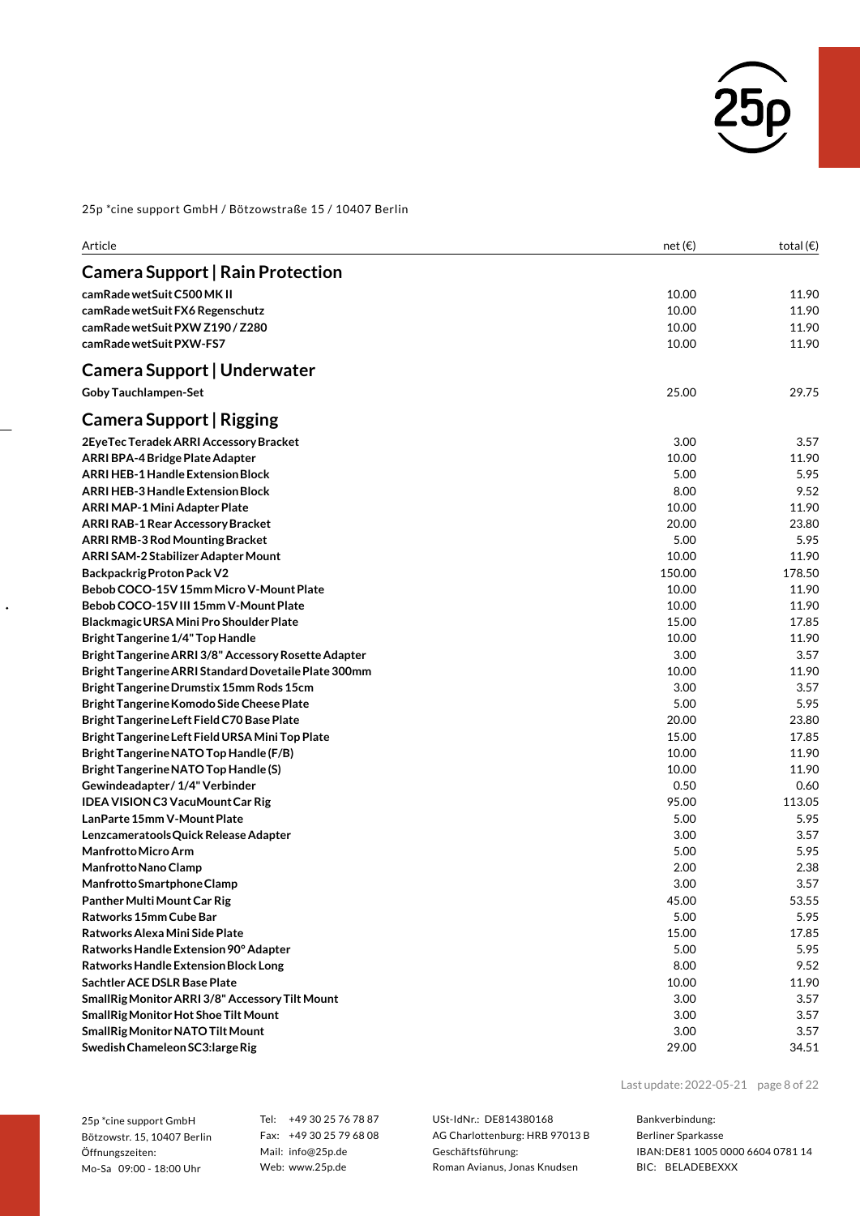25p *cine support GmbH / Bötzowstraße 15 / 10407 Berlin

| Article | net (€) | total (€) |
|---|---|---|
| **Camera Support \| Rain Protection** | | |
| **camRade wetSuit C500 MK II** | 10.00 | 11.90 |
| **camRade wetSuit FX6 Regenschutz** | 10.00 | 11.90 |
| **camRade wetSuit PXW Z190 / Z280** | 10.00 | 11.90 |
| **camRade wetSuit PXW-FS7** | 10.00 | 11.90 |
| **Camera Support \| Underwater** | | |
| **Goby Tauchlampen-Set** | 25.00 | 29.75 |
| **Camera Support \| Rigging** | | |
| **2EyeTec Teradek ARRI Accessory Bracket** | 3.00 | 3.57 |
| **ARRI BPA-4 Bridge Plate Adapter** | 10.00 | 11.90 |
| **ARRI HEB-1 Handle Extension Block** | 5.00 | 5.95 |
| **ARRI HEB-3 Handle Extension Block** | 8.00 | 9.52 |
| **ARRI MAP-1 Mini Adapter Plate** | 10.00 | 11.90 |
| **ARRI RAB-1 Rear Accessory Bracket** | 20.00 | 23.80 |
| **ARRI RMB-3 Rod Mounting Bracket** | 5.00 | 5.95 |
| **ARRI SAM-2 Stabilizer Adapter Mount** | 10.00 | 11.90 |
| **Backpackrig Proton Pack V2** | 150.00 | 178.50 |
| **Bebob COCO-15V 15mm Micro V-Mount Plate** | 10.00 | 11.90 |
| **Bebob COCO-15V III 15mm V-Mount Plate** | 10.00 | 11.90 |
| **Blackmagic URSA Mini Pro Shoulder Plate** | 15.00 | 17.85 |
| **Bright Tangerine 1/4" Top Handle** | 10.00 | 11.90 |
| **Bright Tangerine ARRI 3/8" Accessory Rosette Adapter** | 3.00 | 3.57 |
| **Bright Tangerine ARRI Standard Dovetaile Plate 300mm** | 10.00 | 11.90 |
| **Bright Tangerine Drumstix 15mm Rods 15cm** | 3.00 | 3.57 |
| **Bright Tangerine Komodo Side Cheese Plate** | 5.00 | 5.95 |
| **Bright Tangerine Left Field C70 Base Plate** | 20.00 | 23.80 |
| **Bright Tangerine Left Field URSA Mini Top Plate** | 15.00 | 17.85 |
| **Bright Tangerine NATO Top Handle (F/B)** | 10.00 | 11.90 |
| **Bright Tangerine NATO Top Handle (S)** | 10.00 | 11.90 |
| **Gewindeadapter / 1/4" Verbinder** | 0.50 | 0.60 |
| **IDEA VISION C3 VacuMount Car Rig** | 95.00 | 113.05 |
| **LanParte 15mm V-Mount Plate** | 5.00 | 5.95 |
| **Lenzcameratools Quick Release Adapter** | 3.00 | 3.57 |
| **Manfrotto Micro Arm** | 5.00 | 5.95 |
| **Manfrotto Nano Clamp** | 2.00 | 2.38 |
| **Manfrotto Smartphone Clamp** | 3.00 | 3.57 |
| **Panther Multi Mount Car Rig** | 45.00 | 53.55 |
| **Ratworks 15mm Cube Bar** | 5.00 | 5.95 |
| **Ratworks Alexa Mini Side Plate** | 15.00 | 17.85 |
| **Ratworks Handle Extension 90° Adapter** | 5.00 | 5.95 |
| **Ratworks Handle Extension Block Long** | 8.00 | 9.52 |
| **Sachtler ACE DSLR Base Plate** | 10.00 | 11.90 |
| **SmallRig Monitor ARRI 3/8" Accessory Tilt Mount** | 3.00 | 3.57 |
| **SmallRig Monitor Hot Shoe Tilt Mount** | 3.00 | 3.57 |
| **SmallRig Monitor NATO Tilt Mount** | 3.00 | 3.57 |
| **Swedish Chameleon SC3:large Rig** | 29.00 | 34.51 |

Last update: 2022-05-21

25p *cine support GmbH
Bötzowstr. 15, 10407 Berlin
Öffnungszeiten:
Mo-Sa 09:00 - 18:00 Uhr

Tel: +49 30 25 76 78 87
Fax: +49 30 25 79 68 08
Mail: info@25p.de
Web: www.25p.de

USt-IdNr.: DE814380168
AG Charlottenburg: HRB 97013 B
Geschäftsführung:
Roman Avianus, Jonas Knudsen

Bankverbindung:
Berliner Sparkasse
IBAN: DE81 1005 0000 6604 0781 14
BIC: BELADEBEXXX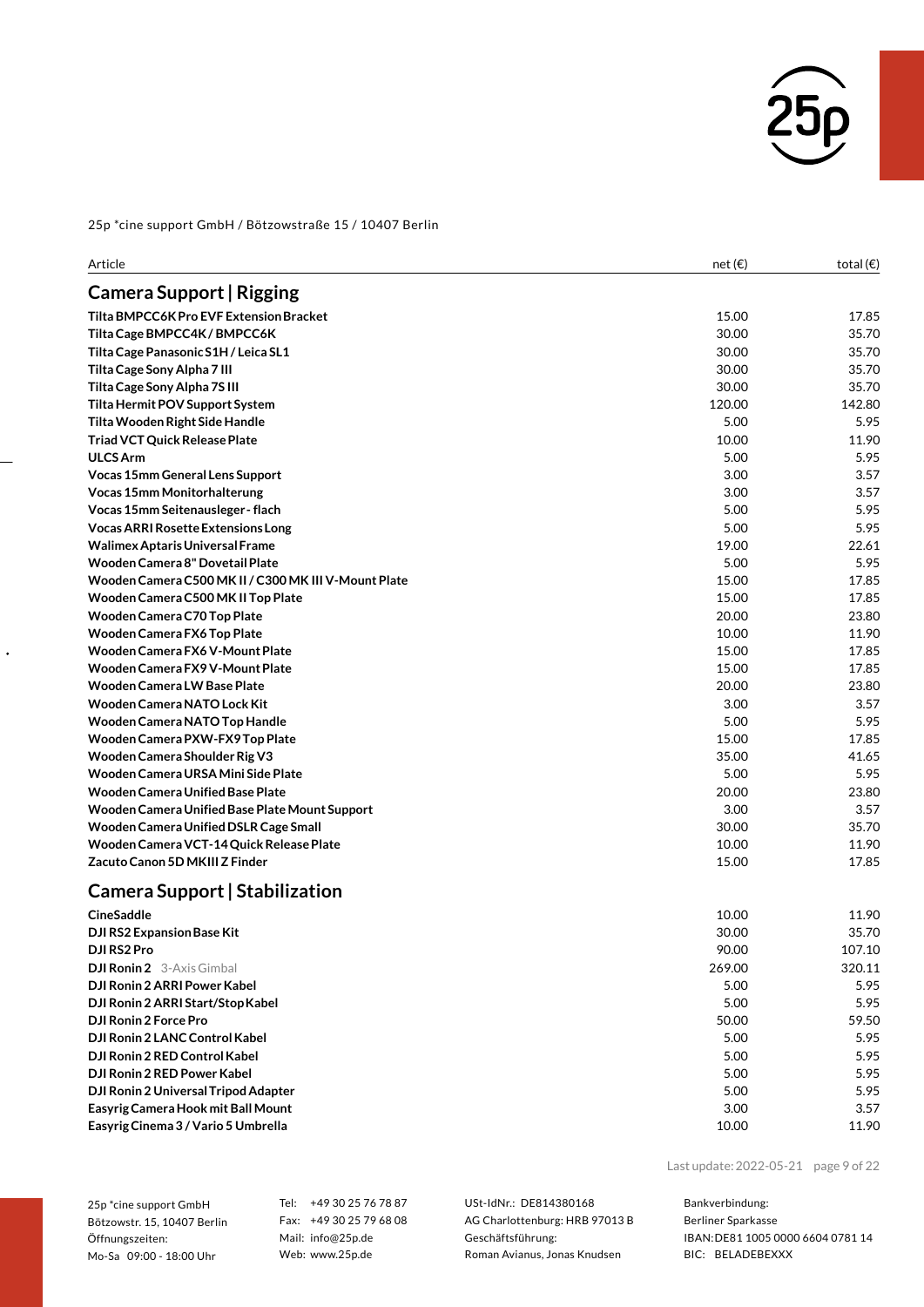25p *cine support GmbH / Bötzowstraße 15 / 10407 Berlin

| Article | net (€) | total (€) |
|---|---|---|

## Camera Support | Rigging

| Article | net (€) | total (€) |
|---|---|---|
| **Tilta BMPCC6K Pro EVF Extension Bracket** | 15.00 | 17.85 |
| **Tilta Cage BMPCC4K / BMPCC6K** | 30.00 | 35.70 |
| **Tilta Cage Panasonic S1H / Leica SL1** | 30.00 | 35.70 |
| **Tilta Cage Sony Alpha 7 III** | 30.00 | 35.70 |
| **Tilta Cage Sony Alpha 7S III** | 30.00 | 35.70 |
| **Tilta Hermit POV Support System** | 120.00 | 142.80 |
| **Tilta Wooden Right Side Handle** | 5.00 | 5.95 |
| **Triad VCT Quick Release Plate** | 10.00 | 11.90 |
| **ULCS Arm** | 5.00 | 5.95 |
| **Vocas 15mm General Lens Support** | 3.00 | 3.57 |
| **Vocas 15mm Monitorhalterung** | 3.00 | 3.57 |
| **Vocas 15mm Seitenausleger - flach** | 5.00 | 5.95 |
| **Vocas ARRI Rosette Extensions Long** | 5.00 | 5.95 |
| **Walimex Aptaris Universal Frame** | 19.00 | 22.61 |
| **Wooden Camera 8" Dovetail Plate** | 5.00 | 5.95 |
| **Wooden Camera C500 MK II / C300 MK III V-Mount Plate** | 15.00 | 17.85 |
| **Wooden Camera C500 MK II Top Plate** | 15.00 | 17.85 |
| **Wooden Camera C70 Top Plate** | 20.00 | 23.80 |
| **Wooden Camera FX6 Top Plate** | 10.00 | 11.90 |
| **Wooden Camera FX6 V-Mount Plate** | 15.00 | 17.85 |
| **Wooden Camera FX9 V-Mount Plate** | 15.00 | 17.85 |
| **Wooden Camera LW Base Plate** | 20.00 | 23.80 |
| **Wooden Camera NATO Lock Kit** | 3.00 | 3.57 |
| **Wooden Camera NATO Top Handle** | 5.00 | 5.95 |
| **Wooden Camera PXW-FX9 Top Plate** | 15.00 | 17.85 |
| **Wooden Camera Shoulder Rig V3** | 35.00 | 41.65 |
| **Wooden Camera URSA Mini Side Plate** | 5.00 | 5.95 |
| **Wooden Camera Unified Base Plate** | 20.00 | 23.80 |
| **Wooden Camera Unified Base Plate Mount Support** | 3.00 | 3.57 |
| **Wooden Camera Unified DSLR Cage Small** | 30.00 | 35.70 |
| **Wooden Camera VCT-14 Quick Release Plate** | 10.00 | 11.90 |
| **Zacuto Canon 5D MKIII Z Finder** | 15.00 | 17.85 |

## Camera Support | Stabilization

| Article | net (€) | total (€) |
|---|---|---|
| **CineSaddle** | 10.00 | 11.90 |
| **DJI RS2 Expansion Base Kit** | 30.00 | 35.70 |
| **DJI RS2 Pro** | 90.00 | 107.10 |
| **DJI Ronin 2** 3-Axis Gimbal | 269.00 | 320.11 |
| **DJI Ronin 2 ARRI Power Kabel** | 5.00 | 5.95 |
| **DJI Ronin 2 ARRI Start/Stop Kabel** | 5.00 | 5.95 |
| **DJI Ronin 2 Force Pro** | 50.00 | 59.50 |
| **DJI Ronin 2 LANC Control Kabel** | 5.00 | 5.95 |
| **DJI Ronin 2 RED Control Kabel** | 5.00 | 5.95 |
| **DJI Ronin 2 RED Power Kabel** | 5.00 | 5.95 |
| **DJI Ronin 2 Universal Tripod Adapter** | 5.00 | 5.95 |
| **Easyrig Camera Hook mit Ball Mount** | 3.00 | 3.57 |
| **Easyrig Cinema 3 / Vario 5 Umbrella** | 10.00 | 11.90 |

Last update: 2022-05-21

25p *cine support GmbH
Bötzowstr. 15, 10407 Berlin
Öffnungszeiten:
Mo-Sa 09:00 - 18:00 Uhr

Tel: +49 30 25 76 78 87
Fax: +49 30 25 79 68 08
Mail: info@25p.de
Web: www.25p.de

USt-IdNr.: DE814380168
AG Charlottenburg: HRB 97013 B
Geschäftsführung:
Roman Avianus, Jonas Knudsen

Bankverbindung:
Berliner Sparkasse
IBAN: DE81 1005 0000 6604 0781 14
BIC: BELADEBEXXX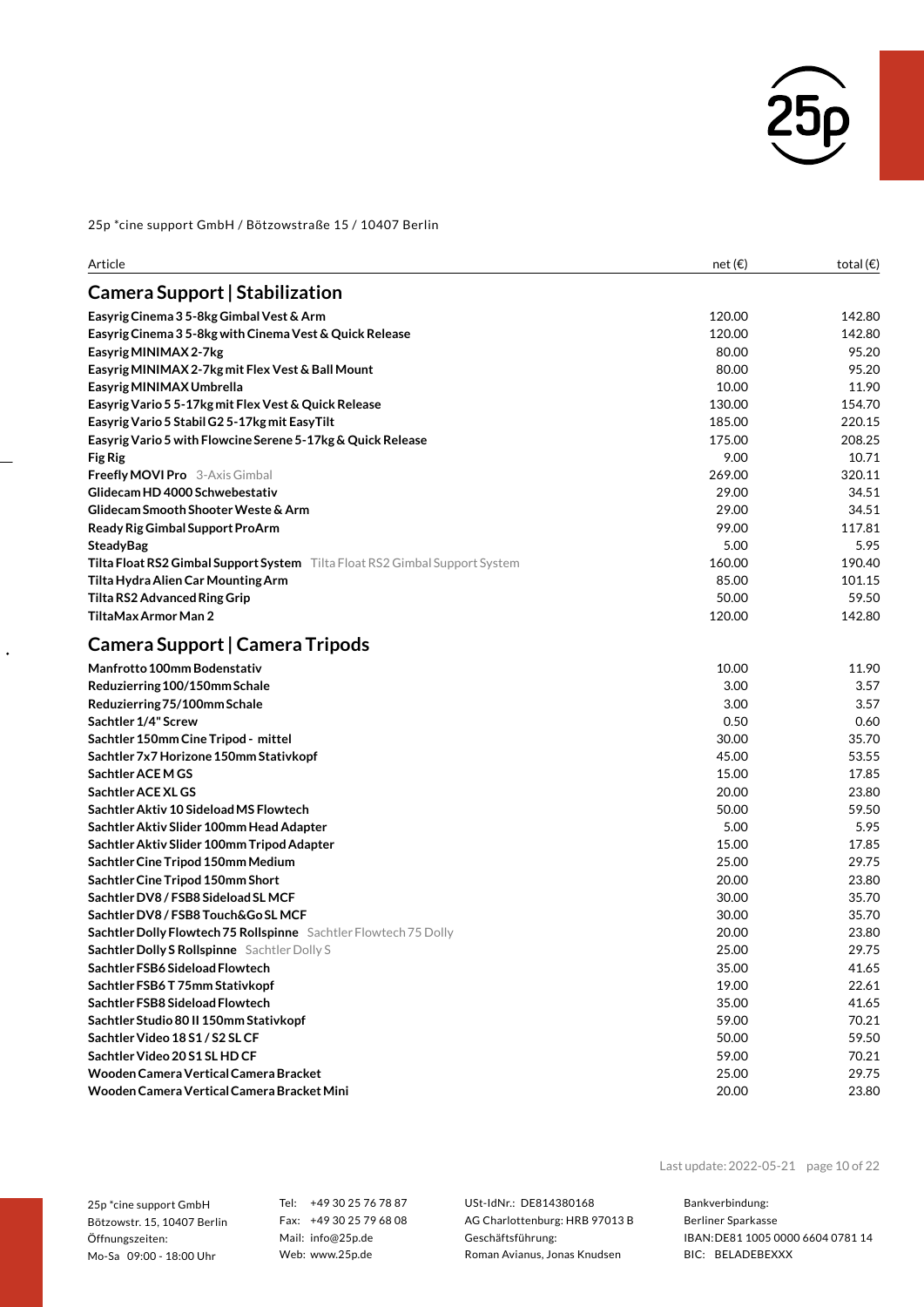25p *cine support GmbH / Bötzowstraße 15 / 10407 Berlin

| Article | net (€) | total (€) |
|---|---|---|
| **Camera Support \| Stabilization** | | |
| **Easyrig Cinema 3 5-8kg Gimbal Vest & Arm** | 120.00 | 142.80 |
| **Easyrig Cinema 3 5-8kg with Cinema Vest & Quick Release** | 120.00 | 142.80 |
| **Easyrig MINIMAX 2-7kg** | 80.00 | 95.20 |
| **Easyrig MINIMAX 2-7kg mit Flex Vest & Ball Mount** | 80.00 | 95.20 |
| **Easyrig MINIMAX Umbrella** | 10.00 | 11.90 |
| **Easyrig Vario 5 5-17kg mit Flex Vest & Quick Release** | 130.00 | 154.70 |
| **Easyrig Vario 5 Stabil G2 5-17kg mit EasyTilt** | 185.00 | 220.15 |
| **Easyrig Vario 5 with Flowcine Serene 5-17kg & Quick Release** | 175.00 | 208.25 |
| **Fig Rig** | 9.00 | 10.71 |
| **Freefly MOVI Pro** 3-Axis Gimbal | 269.00 | 320.11 |
| **Glidecam HD 4000 Schwebestativ** | 29.00 | 34.51 |
| **Glidecam Smooth Shooter Weste & Arm** | 29.00 | 34.51 |
| **Ready Rig Gimbal Support ProArm** | 99.00 | 117.81 |
| **SteadyBag** | 5.00 | 5.95 |
| **Tilta Float RS2 Gimbal Support System** Tilta Float RS2 Gimbal Support System | 160.00 | 190.40 |
| **Tilta Hydra Alien Car Mounting Arm** | 85.00 | 101.15 |
| **Tilta RS2 Advanced Ring Grip** | 50.00 | 59.50 |
| **TiltaMax Armor Man 2** | 120.00 | 142.80 |
| **Camera Support \| Camera Tripods** | | |
| **Manfrotto 100mm Bodenstativ** | 10.00 | 11.90 |
| **Reduzierring 100/150mm Schale** | 3.00 | 3.57 |
| **Reduzierring 75/100mm Schale** | 3.00 | 3.57 |
| **Sachtler 1/4" Screw** | 0.50 | 0.60 |
| **Sachtler 150mm Cine Tripod - mittel** | 30.00 | 35.70 |
| **Sachtler 7x7 Horizone 150mm Stativkopf** | 45.00 | 53.55 |
| **Sachtler ACE M GS** | 15.00 | 17.85 |
| **Sachtler ACE XL GS** | 20.00 | 23.80 |
| **Sachtler Aktiv 10 Sideload MS Flowtech** | 50.00 | 59.50 |
| **Sachtler Aktiv Slider 100mm Head Adapter** | 5.00 | 5.95 |
| **Sachtler Aktiv Slider 100mm Tripod Adapter** | 15.00 | 17.85 |
| **Sachtler Cine Tripod 150mm Medium** | 25.00 | 29.75 |
| **Sachtler Cine Tripod 150mm Short** | 20.00 | 23.80 |
| **Sachtler DV8 / FSB8 Sideload SL MCF** | 30.00 | 35.70 |
| **Sachtler DV8 / FSB8 Touch&Go SL MCF** | 30.00 | 35.70 |
| **Sachtler Dolly Flowtech 75 Rollspinne** Sachtler Flowtech 75 Dolly | 20.00 | 23.80 |
| **Sachtler Dolly S Rollspinne** Sachtler Dolly S | 25.00 | 29.75 |
| **Sachtler FSB6 Sideload Flowtech** | 35.00 | 41.65 |
| **Sachtler FSB6 T 75mm Stativkopf** | 19.00 | 22.61 |
| **Sachtler FSB8 Sideload Flowtech** | 35.00 | 41.65 |
| **Sachtler Studio 80 II 150mm Stativkopf** | 59.00 | 70.21 |
| **Sachtler Video 18 S1 / S2 SL CF** | 50.00 | 59.50 |
| **Sachtler Video 20 S1 SL HD CF** | 59.00 | 70.21 |
| **Wooden Camera Vertical Camera Bracket** | 25.00 | 29.75 |
| **Wooden Camera Vertical Camera Bracket Mini** | 20.00 | 23.80 |

Last update: 2022-05-21

25p *cine support GmbH
Bötzowstr. 15, 10407 Berlin
Öffnungszeiten:
Mo-Sa 09:00 - 18:00 Uhr

Tel: +49 30 25 76 78 87
Fax: +49 30 25 79 68 08
Mail: info@25p.de
Web: www.25p.de

USt-IdNr.: DE814380168
AG Charlottenburg: HRB 97013 B
Geschäftsführung:
Roman Avianus, Jonas Knudsen

Bankverbindung:
Berliner Sparkasse
IBAN: DE81 1005 0000 6604 0781 14
BIC: BELADEBEXXX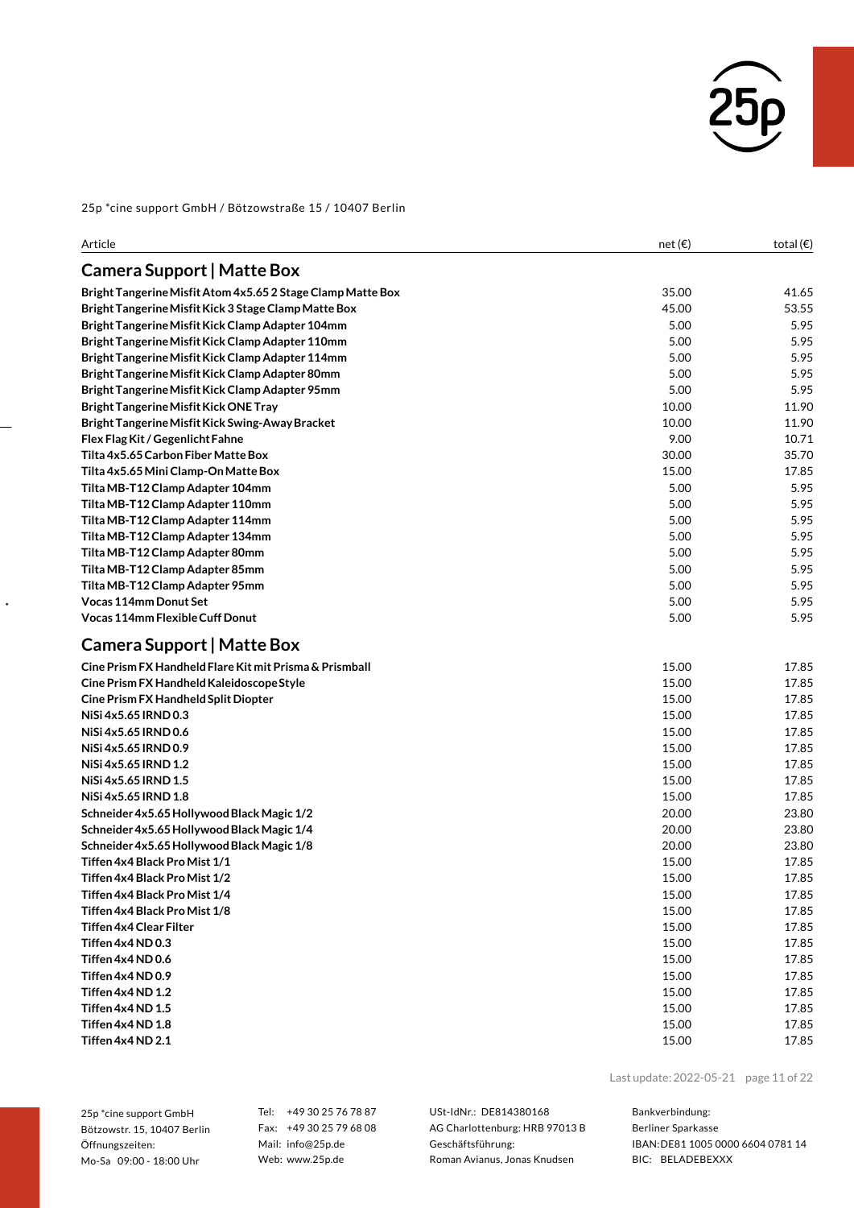25p *cine support GmbH / Bötzowstraße 15 / 10407 Berlin

| Article | net (€) | total (€) |
|---|---|---|
| **Camera Support \| Matte Box** | | |
| **Bright Tangerine Misfit Atom 4x5.65 2 Stage Clamp Matte Box** | 35.00 | 41.65 |
| **Bright Tangerine Misfit Kick 3 Stage Clamp Matte Box** | 45.00 | 53.55 |
| **Bright Tangerine Misfit Kick Clamp Adapter 104mm** | 5.00 | 5.95 |
| **Bright Tangerine Misfit Kick Clamp Adapter 110mm** | 5.00 | 5.95 |
| **Bright Tangerine Misfit Kick Clamp Adapter 114mm** | 5.00 | 5.95 |
| **Bright Tangerine Misfit Kick Clamp Adapter 80mm** | 5.00 | 5.95 |
| **Bright Tangerine Misfit Kick Clamp Adapter 95mm** | 5.00 | 5.95 |
| **Bright Tangerine Misfit Kick ONE Tray** | 10.00 | 11.90 |
| **Bright Tangerine Misfit Kick Swing-Away Bracket** | 10.00 | 11.90 |
| **Flex Flag Kit / Gegenlicht Fahne** | 9.00 | 10.71 |
| **Tilta 4x5.65 Carbon Fiber Matte Box** | 30.00 | 35.70 |
| **Tilta 4x5.65 Mini Clamp-On Matte Box** | 15.00 | 17.85 |
| **Tilta MB-T12 Clamp Adapter 104mm** | 5.00 | 5.95 |
| **Tilta MB-T12 Clamp Adapter 110mm** | 5.00 | 5.95 |
| **Tilta MB-T12 Clamp Adapter 114mm** | 5.00 | 5.95 |
| **Tilta MB-T12 Clamp Adapter 134mm** | 5.00 | 5.95 |
| **Tilta MB-T12 Clamp Adapter 80mm** | 5.00 | 5.95 |
| **Tilta MB-T12 Clamp Adapter 85mm** | 5.00 | 5.95 |
| **Tilta MB-T12 Clamp Adapter 95mm** | 5.00 | 5.95 |
| **Vocas 114mm Donut Set** | 5.00 | 5.95 |
| **Vocas 114mm Flexible Cuff Donut** | 5.00 | 5.95 |
| **Camera Support \| Matte Box** | | |
| **Cine Prism FX Handheld Flare Kit mit Prisma & Prismball** | 15.00 | 17.85 |
| **Cine Prism FX Handheld Kaleidoscope Style** | 15.00 | 17.85 |
| **Cine Prism FX Handheld Split Diopter** | 15.00 | 17.85 |
| **NiSi 4x5.65 IRND 0.3** | 15.00 | 17.85 |
| **NiSi 4x5.65 IRND 0.6** | 15.00 | 17.85 |
| **NiSi 4x5.65 IRND 0.9** | 15.00 | 17.85 |
| **NiSi 4x5.65 IRND 1.2** | 15.00 | 17.85 |
| **NiSi 4x5.65 IRND 1.5** | 15.00 | 17.85 |
| **NiSi 4x5.65 IRND 1.8** | 15.00 | 17.85 |
| **Schneider 4x5.65 Hollywood Black Magic 1/2** | 20.00 | 23.80 |
| **Schneider 4x5.65 Hollywood Black Magic 1/4** | 20.00 | 23.80 |
| **Schneider 4x5.65 Hollywood Black Magic 1/8** | 20.00 | 23.80 |
| **Tiffen 4x4 Black Pro Mist 1/1** | 15.00 | 17.85 |
| **Tiffen 4x4 Black Pro Mist 1/2** | 15.00 | 17.85 |
| **Tiffen 4x4 Black Pro Mist 1/4** | 15.00 | 17.85 |
| **Tiffen 4x4 Black Pro Mist 1/8** | 15.00 | 17.85 |
| **Tiffen 4x4 Clear Filter** | 15.00 | 17.85 |
| **Tiffen 4x4 ND 0.3** | 15.00 | 17.85 |
| **Tiffen 4x4 ND 0.6** | 15.00 | 17.85 |
| **Tiffen 4x4 ND 0.9** | 15.00 | 17.85 |
| **Tiffen 4x4 ND 1.2** | 15.00 | 17.85 |
| **Tiffen 4x4 ND 1.5** | 15.00 | 17.85 |
| **Tiffen 4x4 ND 1.8** | 15.00 | 17.85 |
| **Tiffen 4x4 ND 2.1** | 15.00 | 17.85 |

Last update: 2022-05-21

25p *cine support GmbH
Bötzowstr. 15, 10407 Berlin
Öffnungszeiten:
Mo-Sa 09:00 - 18:00 Uhr

Tel: +49 30 25 76 78 87
Fax: +49 30 25 79 68 08
Mail: info@25p.de
Web: www.25p.de

USt-IdNr.: DE814380168
AG Charlottenburg: HRB 97013 B
Geschäftsführung:
Roman Avianus, Jonas Knudsen

Bankverbindung:
Berliner Sparkasse
IBAN: DE81 1005 0000 6604 0781 14
BIC: BELADEBEXXX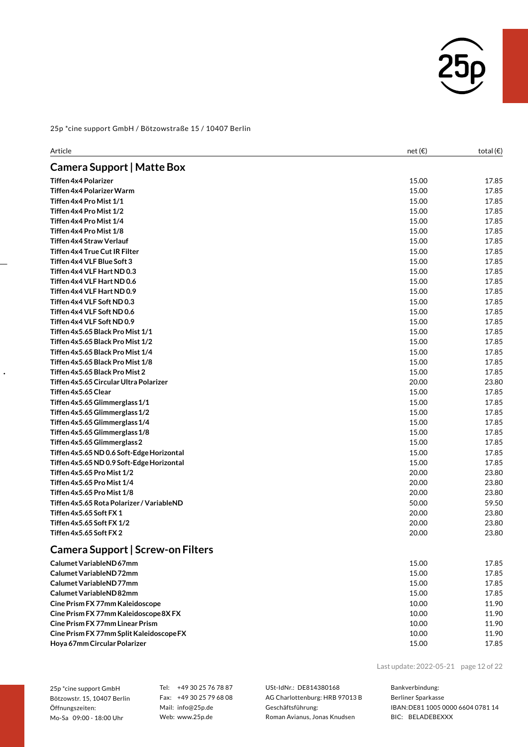25p *cine support GmbH / Bötzowstraße 15 / 10407 Berlin

| Article | net (€) | total (€) |
|---|---|---|
| **Camera Support \| Matte Box** | | |
| **Tiffen 4x4 Polarizer** | 15.00 | 17.85 |
| **Tiffen 4x4 Polarizer Warm** | 15.00 | 17.85 |
| **Tiffen 4x4 Pro Mist 1/1** | 15.00 | 17.85 |
| **Tiffen 4x4 Pro Mist 1/2** | 15.00 | 17.85 |
| **Tiffen 4x4 Pro Mist 1/4** | 15.00 | 17.85 |
| **Tiffen 4x4 Pro Mist 1/8** | 15.00 | 17.85 |
| **Tiffen 4x4 Straw Verlauf** | 15.00 | 17.85 |
| **Tiffen 4x4 True Cut IR Filter** | 15.00 | 17.85 |
| **Tiffen 4x4 VLF Blue Soft 3** | 15.00 | 17.85 |
| **Tiffen 4x4 VLF Hart ND 0.3** | 15.00 | 17.85 |
| **Tiffen 4x4 VLF Hart ND 0.6** | 15.00 | 17.85 |
| **Tiffen 4x4 VLF Hart ND 0.9** | 15.00 | 17.85 |
| **Tiffen 4x4 VLF Soft ND 0.3** | 15.00 | 17.85 |
| **Tiffen 4x4 VLF Soft ND 0.6** | 15.00 | 17.85 |
| **Tiffen 4x4 VLF Soft ND 0.9** | 15.00 | 17.85 |
| **Tiffen 4x5.65 Black Pro Mist 1/1** | 15.00 | 17.85 |
| **Tiffen 4x5.65 Black Pro Mist 1/2** | 15.00 | 17.85 |
| **Tiffen 4x5.65 Black Pro Mist 1/4** | 15.00 | 17.85 |
| **Tiffen 4x5.65 Black Pro Mist 1/8** | 15.00 | 17.85 |
| **Tiffen 4x5.65 Black Pro Mist 2** | 15.00 | 17.85 |
| **Tiffen 4x5.65 Circular Ultra Polarizer** | 20.00 | 23.80 |
| **Tiffen 4x5.65 Clear** | 15.00 | 17.85 |
| **Tiffen 4x5.65 Glimmerglass 1/1** | 15.00 | 17.85 |
| **Tiffen 4x5.65 Glimmerglass 1/2** | 15.00 | 17.85 |
| **Tiffen 4x5.65 Glimmerglass 1/4** | 15.00 | 17.85 |
| **Tiffen 4x5.65 Glimmerglass 1/8** | 15.00 | 17.85 |
| **Tiffen 4x5.65 Glimmerglass 2** | 15.00 | 17.85 |
| **Tiffen 4x5.65 ND 0.6 Soft-Edge Horizontal** | 15.00 | 17.85 |
| **Tiffen 4x5.65 ND 0.9 Soft-Edge Horizontal** | 15.00 | 17.85 |
| **Tiffen 4x5.65 Pro Mist 1/2** | 20.00 | 23.80 |
| **Tiffen 4x5.65 Pro Mist 1/4** | 20.00 | 23.80 |
| **Tiffen 4x5.65 Pro Mist 1/8** | 20.00 | 23.80 |
| **Tiffen 4x5.65 Rota Polarizer / VariableND** | 50.00 | 59.50 |
| **Tiffen 4x5.65 Soft FX 1** | 20.00 | 23.80 |
| **Tiffen 4x5.65 Soft FX 1/2** | 20.00 | 23.80 |
| **Tiffen 4x5.65 Soft FX 2** | 20.00 | 23.80 |
| **Camera Support \| Screw-on Filters** | | |
| **Calumet VariableND 67mm** | 15.00 | 17.85 |
| **Calumet VariableND 72mm** | 15.00 | 17.85 |
| **Calumet VariableND 77mm** | 15.00 | 17.85 |
| **Calumet VariableND 82mm** | 15.00 | 17.85 |
| **Cine Prism FX 77mm Kaleidoscope** | 10.00 | 11.90 |
| **Cine Prism FX 77mm Kaleidoscope 8X FX** | 10.00 | 11.90 |
| **Cine Prism FX 77mm Linear Prism** | 10.00 | 11.90 |
| **Cine Prism FX 77mm Split Kaleidoscope FX** | 10.00 | 11.90 |
| **Hoya 67mm Circular Polarizer** | 15.00 | 17.85 |

Last update: 2022-05-21

25p *cine support GmbH
Bötzowstr. 15, 10407 Berlin
Öffnungszeiten:
Mo-Sa 09:00 - 18:00 Uhr

Tel: +49 30 25 76 78 87
Fax: +49 30 25 79 68 08
Mail: info@25p.de
Web: www.25p.de

USt-IdNr.: DE814380168
AG Charlottenburg: HRB 97013 B
Geschäftsführung:
Roman Avianus, Jonas Knudsen

Bankverbindung:
Berliner Sparkasse
IBAN: DE81 1005 0000 6604 0781 14
BIC: BELADEBEXXX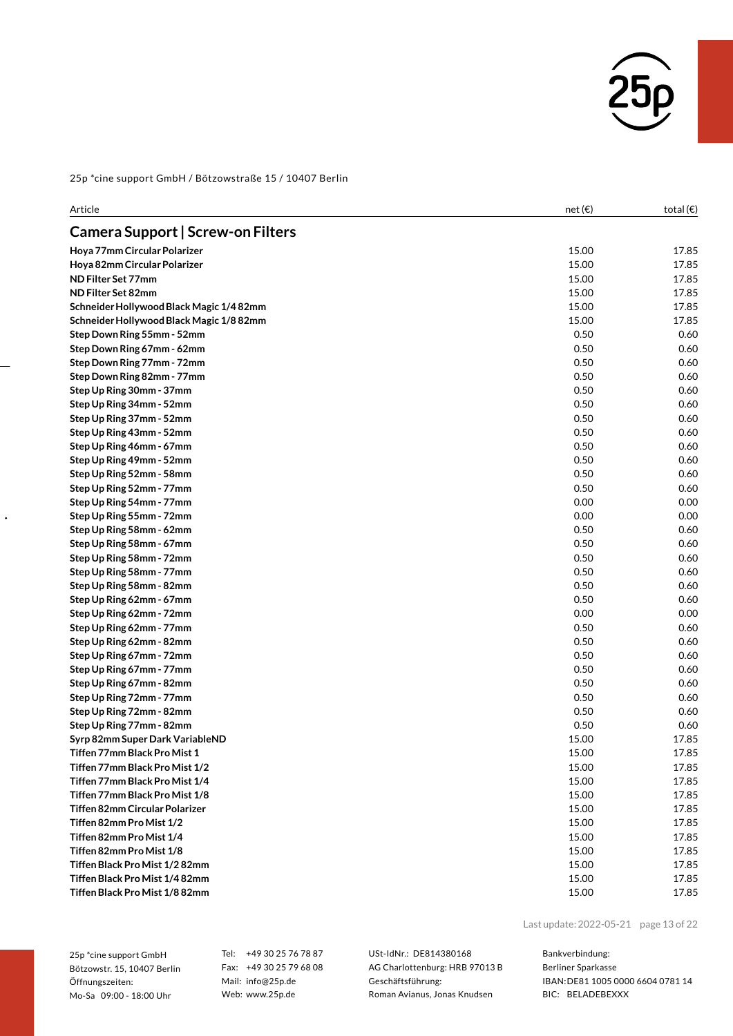25p *cine support GmbH / Bötzowstraße 15 / 10407 Berlin

| Article | net (€) | total (€) |
|---|---|---|
| **Camera Support \| Screw-on Filters** | | |
| **Hoya 77mm Circular Polarizer** | 15.00 | 17.85 |
| **Hoya 82mm Circular Polarizer** | 15.00 | 17.85 |
| **ND Filter Set 77mm** | 15.00 | 17.85 |
| **ND Filter Set 82mm** | 15.00 | 17.85 |
| **Schneider Hollywood Black Magic 1/4 82mm** | 15.00 | 17.85 |
| **Schneider Hollywood Black Magic 1/8 82mm** | 15.00 | 17.85 |
| **Step Down Ring 55mm - 52mm** | 0.50 | 0.60 |
| **Step Down Ring 67mm - 62mm** | 0.50 | 0.60 |
| **Step Down Ring 77mm - 72mm** | 0.50 | 0.60 |
| **Step Down Ring 82mm - 77mm** | 0.50 | 0.60 |
| **Step Up Ring 30mm - 37mm** | 0.50 | 0.60 |
| **Step Up Ring 34mm - 52mm** | 0.50 | 0.60 |
| **Step Up Ring 37mm - 52mm** | 0.50 | 0.60 |
| **Step Up Ring 43mm - 52mm** | 0.50 | 0.60 |
| **Step Up Ring 46mm - 67mm** | 0.50 | 0.60 |
| **Step Up Ring 49mm - 52mm** | 0.50 | 0.60 |
| **Step Up Ring 52mm - 58mm** | 0.50 | 0.60 |
| **Step Up Ring 52mm - 77mm** | 0.50 | 0.60 |
| **Step Up Ring 54mm - 77mm** | 0.00 | 0.00 |
| **Step Up Ring 55mm - 72mm** | 0.00 | 0.00 |
| **Step Up Ring 58mm - 62mm** | 0.50 | 0.60 |
| **Step Up Ring 58mm - 67mm** | 0.50 | 0.60 |
| **Step Up Ring 58mm - 72mm** | 0.50 | 0.60 |
| **Step Up Ring 58mm - 77mm** | 0.50 | 0.60 |
| **Step Up Ring 58mm - 82mm** | 0.50 | 0.60 |
| **Step Up Ring 62mm - 67mm** | 0.50 | 0.60 |
| **Step Up Ring 62mm - 72mm** | 0.00 | 0.00 |
| **Step Up Ring 62mm - 77mm** | 0.50 | 0.60 |
| **Step Up Ring 62mm - 82mm** | 0.50 | 0.60 |
| **Step Up Ring 67mm - 72mm** | 0.50 | 0.60 |
| **Step Up Ring 67mm - 77mm** | 0.50 | 0.60 |
| **Step Up Ring 67mm - 82mm** | 0.50 | 0.60 |
| **Step Up Ring 72mm - 77mm** | 0.50 | 0.60 |
| **Step Up Ring 72mm - 82mm** | 0.50 | 0.60 |
| **Step Up Ring 77mm - 82mm** | 0.50 | 0.60 |
| **Syrp 82mm Super Dark VariableND** | 15.00 | 17.85 |
| **Tiffen 77mm Black Pro Mist 1** | 15.00 | 17.85 |
| **Tiffen 77mm Black Pro Mist 1/2** | 15.00 | 17.85 |
| **Tiffen 77mm Black Pro Mist 1/4** | 15.00 | 17.85 |
| **Tiffen 77mm Black Pro Mist 1/8** | 15.00 | 17.85 |
| **Tiffen 82mm Circular Polarizer** | 15.00 | 17.85 |
| **Tiffen 82mm Pro Mist 1/2** | 15.00 | 17.85 |
| **Tiffen 82mm Pro Mist 1/4** | 15.00 | 17.85 |
| **Tiffen 82mm Pro Mist 1/8** | 15.00 | 17.85 |
| **Tiffen Black Pro Mist 1/2 82mm** | 15.00 | 17.85 |
| **Tiffen Black Pro Mist 1/4 82mm** | 15.00 | 17.85 |
| **Tiffen Black Pro Mist 1/8 82mm** | 15.00 | 17.85 |

Last update: 2022-05-21

25p *cine support GmbH
Bötzowstr. 15, 10407 Berlin
Öffnungszeiten:
Mo-Sa 09:00 - 18:00 Uhr

Tel: +49 30 25 76 78 87
Fax: +49 30 25 79 68 08
Mail: info@25p.de
Web: www.25p.de

USt-IdNr.: DE814380168
AG Charlottenburg: HRB 97013 B
Geschäftsführung:
Roman Avianus, Jonas Knudsen

Bankverbindung:
Berliner Sparkasse
IBAN: DE81 1005 0000 6604 0781 14
BIC: BELADEBEXXX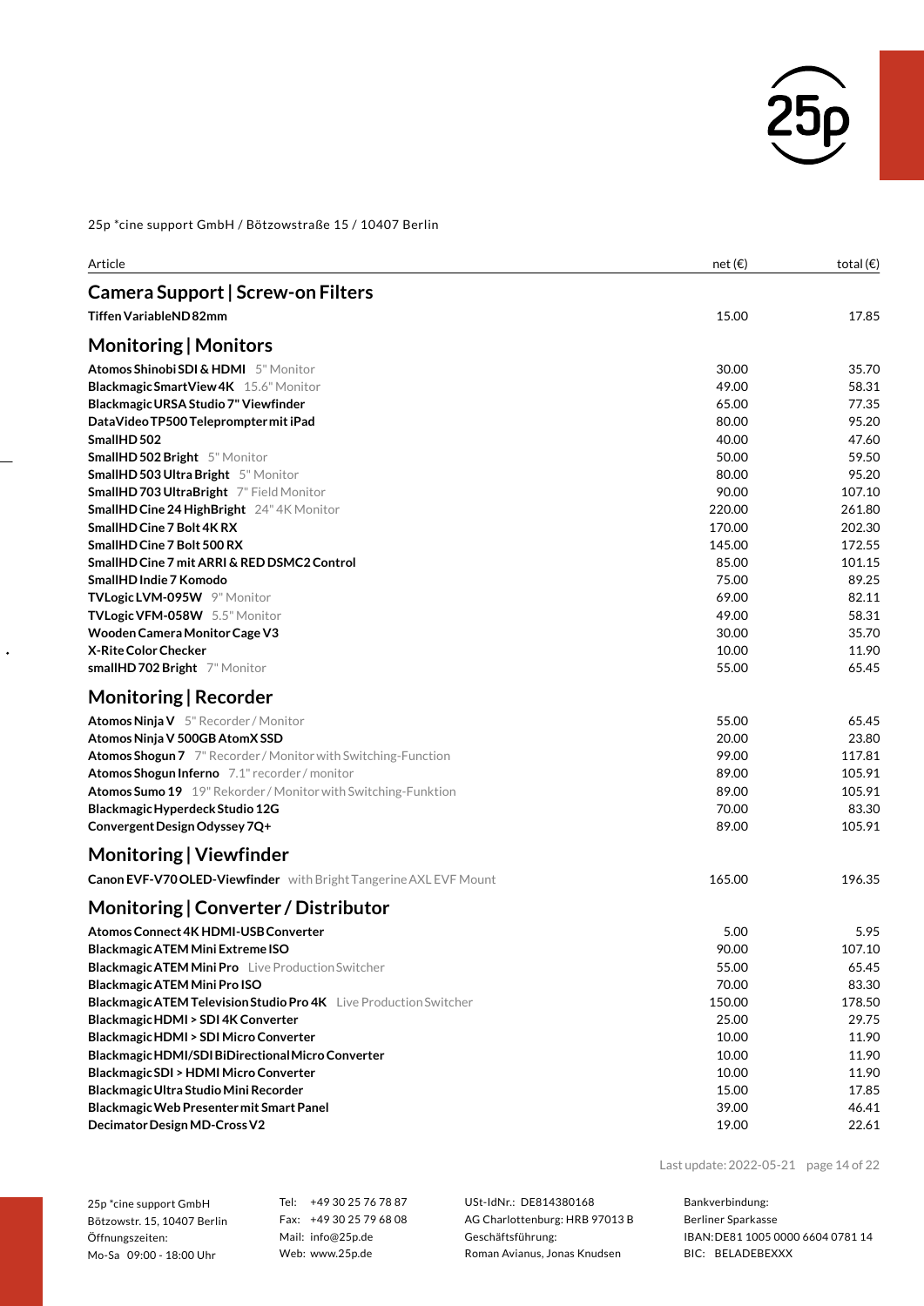25p *cine support GmbH / Bötzowstraße 15 / 10407 Berlin

| Article | net (€) | total (€) |
|---|---|---|
| **Camera Support \| Screw-on Filters** | | |
| **Tiffen VariableND 82mm** | 15.00 | 17.85 |
| **Monitoring \| Monitors** | | |
| **Atomos Shinobi SDI & HDMI** 5" Monitor | 30.00 | 35.70 |
| **Blackmagic SmartView 4K** 15.6" Monitor | 49.00 | 58.31 |
| **Blackmagic URSA Studio 7" Viewfinder** | 65.00 | 77.35 |
| **DataVideo TP500 Teleprompter mit iPad** | 80.00 | 95.20 |
| **SmallHD 502** | 40.00 | 47.60 |
| **SmallHD 502 Bright** 5" Monitor | 50.00 | 59.50 |
| **SmallHD 503 Ultra Bright** 5" Monitor | 80.00 | 95.20 |
| **SmallHD 703 UltraBright** 7" Field Monitor | 90.00 | 107.10 |
| **SmallHD Cine 24 HighBright** 24" 4K Monitor | 220.00 | 261.80 |
| **SmallHD Cine 7 Bolt 4K RX** | 170.00 | 202.30 |
| **SmallHD Cine 7 Bolt 500 RX** | 145.00 | 172.55 |
| **SmallHD Cine 7 mit ARRI & RED DSMC2 Control** | 85.00 | 101.15 |
| **SmallHD Indie 7 Komodo** | 75.00 | 89.25 |
| **TVLogic LVM-095W** 9" Monitor | 69.00 | 82.11 |
| **TVLogic VFM-058W** 5.5" Monitor | 49.00 | 58.31 |
| **Wooden Camera Monitor Cage V3** | 30.00 | 35.70 |
| **X-Rite Color Checker** | 10.00 | 11.90 |
| **smallHD 702 Bright** 7" Monitor | 55.00 | 65.45 |
| **Monitoring \| Recorder** | | |
| **Atomos Ninja V** 5" Recorder / Monitor | 55.00 | 65.45 |
| **Atomos Ninja V 500GB AtomX SSD** | 20.00 | 23.80 |
| **Atomos Shogun 7** 7" Recorder / Monitor with Switching-Function | 99.00 | 117.81 |
| **Atomos Shogun Inferno** 7.1" recorder / monitor | 89.00 | 105.91 |
| **Atomos Sumo 19** 19" Rekorder / Monitor with Switching-Funktion | 89.00 | 105.91 |
| **Blackmagic Hyperdeck Studio 12G** | 70.00 | 83.30 |
| **Convergent Design Odyssey 7Q+** | 89.00 | 105.91 |
| **Monitoring \| Viewfinder** | | |
| **Canon EVF-V70 OLED-Viewfinder** with Bright Tangerine AXL EVF Mount | 165.00 | 196.35 |
| **Monitoring \| Converter / Distributor** | | |
| **Atomos Connect 4K HDMI-USB Converter** | 5.00 | 5.95 |
| **Blackmagic ATEM Mini Extreme ISO** | 90.00 | 107.10 |
| **Blackmagic ATEM Mini Pro** Live Production Switcher | 55.00 | 65.45 |
| **Blackmagic ATEM Mini Pro ISO** | 70.00 | 83.30 |
| **Blackmagic ATEM Television Studio Pro 4K** Live Production Switcher | 150.00 | 178.50 |
| **Blackmagic HDMI > SDI 4K Converter** | 25.00 | 29.75 |
| **Blackmagic HDMI > SDI Micro Converter** | 10.00 | 11.90 |
| **Blackmagic HDMI/SDI BiDirectional Micro Converter** | 10.00 | 11.90 |
| **Blackmagic SDI > HDMI Micro Converter** | 10.00 | 11.90 |
| **Blackmagic Ultra Studio Mini Recorder** | 15.00 | 17.85 |
| **Blackmagic Web Presenter mit Smart Panel** | 39.00 | 46.41 |
| **Decimator Design MD-Cross V2** | 19.00 | 22.61 |

Last update: 2022-05-21

25p *cine support GmbH
Bötzowstr. 15, 10407 Berlin
Öffnungszeiten:
Mo-Sa 09:00 - 18:00 Uhr

Tel: +49 30 25 76 78 87
Fax: +49 30 25 79 68 08
Mail: info@25p.de
Web: www.25p.de

USt-IdNr.: DE814380168
AG Charlottenburg: HRB 97013 B
Geschäftsführung:
Roman Avianus, Jonas Knudsen

Bankverbindung:
Berliner Sparkasse
IBAN: DE81 1005 0000 6604 0781 14
BIC: BELADEBEXXX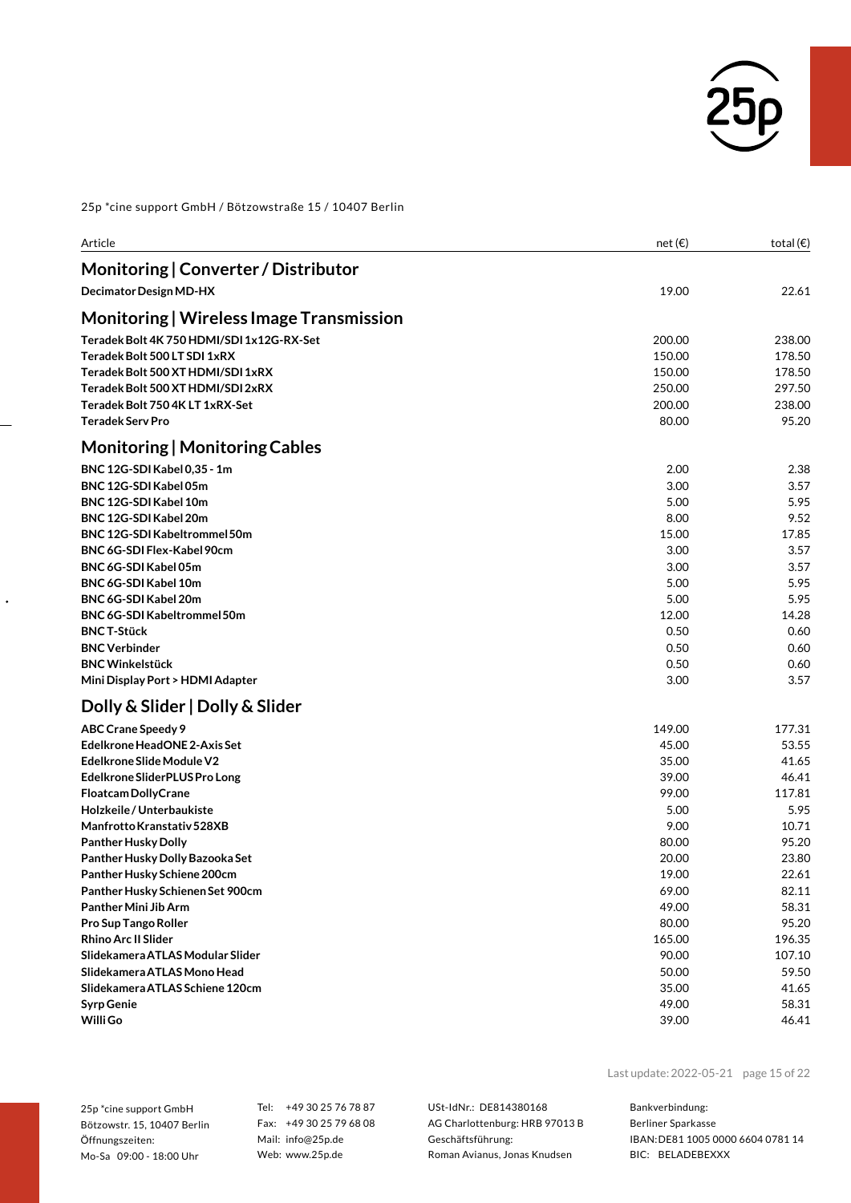25p *cine support GmbH / Bötzowstraße 15 / 10407 Berlin

| Article | net (€) | total (€) |
|---|---|---|
| **Monitoring \| Converter / Distributor** | | |
| **Decimator Design MD-HX** | 19.00 | 22.61 |
| **Monitoring \| Wireless Image Transmission** | | |
| **Teradek Bolt 4K 750 HDMI/SDI 1x12G-RX-Set** | 200.00 | 238.00 |
| **Teradek Bolt 500 LT SDI 1xRX** | 150.00 | 178.50 |
| **Teradek Bolt 500 XT HDMI/SDI 1xRX** | 150.00 | 178.50 |
| **Teradek Bolt 500 XT HDMI/SDI 2xRX** | 250.00 | 297.50 |
| **Teradek Bolt 750 4K LT 1xRX-Set** | 200.00 | 238.00 |
| **Teradek Serv Pro** | 80.00 | 95.20 |
| **Monitoring \| Monitoring Cables** | | |
| **BNC 12G-SDI Kabel 0,35 - 1m** | 2.00 | 2.38 |
| **BNC 12G-SDI Kabel 05m** | 3.00 | 3.57 |
| **BNC 12G-SDI Kabel 10m** | 5.00 | 5.95 |
| **BNC 12G-SDI Kabel 20m** | 8.00 | 9.52 |
| **BNC 12G-SDI Kabeltrommel 50m** | 15.00 | 17.85 |
| **BNC 6G-SDI Flex-Kabel 90cm** | 3.00 | 3.57 |
| **BNC 6G-SDI Kabel 05m** | 3.00 | 3.57 |
| **BNC 6G-SDI Kabel 10m** | 5.00 | 5.95 |
| **BNC 6G-SDI Kabel 20m** | 5.00 | 5.95 |
| **BNC 6G-SDI Kabeltrommel 50m** | 12.00 | 14.28 |
| **BNC T-Stück** | 0.50 | 0.60 |
| **BNC Verbinder** | 0.50 | 0.60 |
| **BNC Winkelstück** | 0.50 | 0.60 |
| **Mini Display Port > HDMI Adapter** | 3.00 | 3.57 |
| **Dolly & Slider \| Dolly & Slider** | | |
| **ABC Crane Speedy 9** | 149.00 | 177.31 |
| **Edelkrone HeadONE 2-Axis Set** | 45.00 | 53.55 |
| **Edelkrone Slide Module V2** | 35.00 | 41.65 |
| **Edelkrone SliderPLUS Pro Long** | 39.00 | 46.41 |
| **Floatcam DollyCrane** | 99.00 | 117.81 |
| **Holzkeile / Unterbaukiste** | 5.00 | 5.95 |
| **Manfrotto Kranstativ 528XB** | 9.00 | 10.71 |
| **Panther Husky Dolly** | 80.00 | 95.20 |
| **Panther Husky Dolly Bazooka Set** | 20.00 | 23.80 |
| **Panther Husky Schiene 200cm** | 19.00 | 22.61 |
| **Panther Husky Schienen Set 900cm** | 69.00 | 82.11 |
| **Panther Mini Jib Arm** | 49.00 | 58.31 |
| **Pro Sup Tango Roller** | 80.00 | 95.20 |
| **Rhino Arc II Slider** | 165.00 | 196.35 |
| **Slidekamera ATLAS Modular Slider** | 90.00 | 107.10 |
| **Slidekamera ATLAS Mono Head** | 50.00 | 59.50 |
| **Slidekamera ATLAS Schiene 120cm** | 35.00 | 41.65 |
| **Syrp Genie** | 49.00 | 58.31 |
| **Willi Go** | 39.00 | 46.41 |

Last update: 2022-05-21

25p *cine support GmbH
Bötzowstr. 15, 10407 Berlin
Öffnungszeiten:
Mo-Sa 09:00 - 18:00 Uhr

Tel: +49 30 25 76 78 87
Fax: +49 30 25 79 68 08
Mail: info@25p.de
Web: www.25p.de

USt-IdNr.: DE814380168
AG Charlottenburg: HRB 97013 B
Geschäftsführung:
Roman Avianus, Jonas Knudsen

Bankverbindung:
Berliner Sparkasse
IBAN: DE81 1005 0000 6604 0781 14
BIC: BELADEBEXXX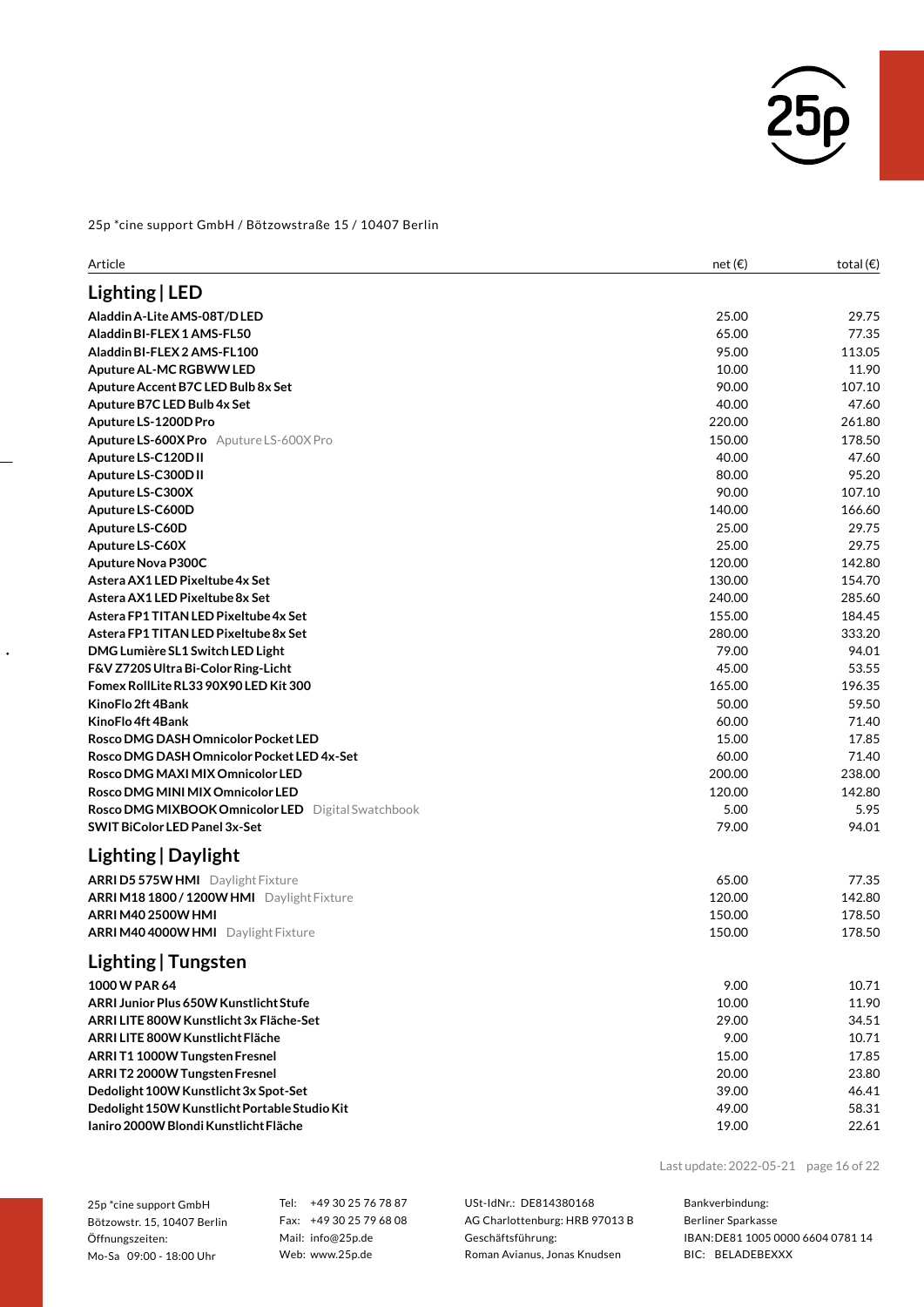25p *cine support GmbH / Bötzowstraße 15 / 10407 Berlin

| Article | net (€) | total (€) |
|---|---|---|
| **Lighting \| LED** | | |
| **Aladdin A-Lite AMS-08T/D LED** | 25.00 | 29.75 |
| **Aladdin BI-FLEX 1 AMS-FL50** | 65.00 | 77.35 |
| **Aladdin BI-FLEX 2 AMS-FL100** | 95.00 | 113.05 |
| **Aputure AL-MC RGBWW LED** | 10.00 | 11.90 |
| **Aputure Accent B7C LED Bulb 8x Set** | 90.00 | 107.10 |
| **Aputure B7C LED Bulb 4x Set** | 40.00 | 47.60 |
| **Aputure LS-1200D Pro** | 220.00 | 261.80 |
| **Aputure LS-600X Pro** Aputure LS-600X Pro | 150.00 | 178.50 |
| **Aputure LS-C120D II** | 40.00 | 47.60 |
| **Aputure LS-C300D II** | 80.00 | 95.20 |
| **Aputure LS-C300X** | 90.00 | 107.10 |
| **Aputure LS-C600D** | 140.00 | 166.60 |
| **Aputure LS-C60D** | 25.00 | 29.75 |
| **Aputure LS-C60X** | 25.00 | 29.75 |
| **Aputure Nova P300C** | 120.00 | 142.80 |
| **Astera AX1 LED Pixeltube 4x Set** | 130.00 | 154.70 |
| **Astera AX1 LED Pixeltube 8x Set** | 240.00 | 285.60 |
| **Astera FP1 TITAN LED Pixeltube 4x Set** | 155.00 | 184.45 |
| **Astera FP1 TITAN LED Pixeltube 8x Set** | 280.00 | 333.20 |
| **DMG Lumière SL1 Switch LED Light** | 79.00 | 94.01 |
| **F&V Z720S Ultra Bi-Color Ring-Licht** | 45.00 | 53.55 |
| **Fomex RollLite RL33 90X90 LED Kit 300** | 165.00 | 196.35 |
| **KinoFlo 2ft 4Bank** | 50.00 | 59.50 |
| **KinoFlo 4ft 4Bank** | 60.00 | 71.40 |
| **Rosco DMG DASH Omnicolor Pocket LED** | 15.00 | 17.85 |
| **Rosco DMG DASH Omnicolor Pocket LED 4x-Set** | 60.00 | 71.40 |
| **Rosco DMG MAXI MIX Omnicolor LED** | 200.00 | 238.00 |
| **Rosco DMG MINI MIX Omnicolor LED** | 120.00 | 142.80 |
| **Rosco DMG MIXBOOK Omnicolor LED** Digital Swatchbook | 5.00 | 5.95 |
| **SWIT BiColor LED Panel 3x-Set** | 79.00 | 94.01 |
| **Lighting \| Daylight** | | |
| **ARRI D5 575W HMI** Daylight Fixture | 65.00 | 77.35 |
| **ARRI M18 1800 / 1200W HMI** Daylight Fixture | 120.00 | 142.80 |
| **ARRI M40 2500W HMI** | 150.00 | 178.50 |
| **ARRI M40 4000W HMI** Daylight Fixture | 150.00 | 178.50 |
| **Lighting \| Tungsten** | | |
| **1000 W PAR 64** | 9.00 | 10.71 |
| **ARRI Junior Plus 650W Kunstlicht Stufe** | 10.00 | 11.90 |
| **ARRI LITE 800W Kunstlicht 3x Fläche-Set** | 29.00 | 34.51 |
| **ARRI LITE 800W Kunstlicht Fläche** | 9.00 | 10.71 |
| **ARRI T1 1000W Tungsten Fresnel** | 15.00 | 17.85 |
| **ARRI T2 2000W Tungsten Fresnel** | 20.00 | 23.80 |
| **Dedolight 100W Kunstlicht 3x Spot-Set** | 39.00 | 46.41 |
| **Dedolight 150W Kunstlicht Portable Studio Kit** | 49.00 | 58.31 |
| **Ianiro 2000W Blondi Kunstlicht Fläche** | 19.00 | 22.61 |

Last update: 2022-05-21

25p *cine support GmbH
Bötzowstr. 15, 10407 Berlin
Öffnungszeiten:
Mo-Sa 09:00 - 18:00 Uhr

Tel: +49 30 25 76 78 87
Fax: +49 30 25 79 68 08
Mail: info@25p.de
Web: www.25p.de

USt-IdNr.: DE814380168
AG Charlottenburg: HRB 97013 B
Geschäftsführung:
Roman Avianus, Jonas Knudsen

Bankverbindung:
Berliner Sparkasse
IBAN: DE81 1005 0000 6604 0781 14
BIC: BELADEBEXXX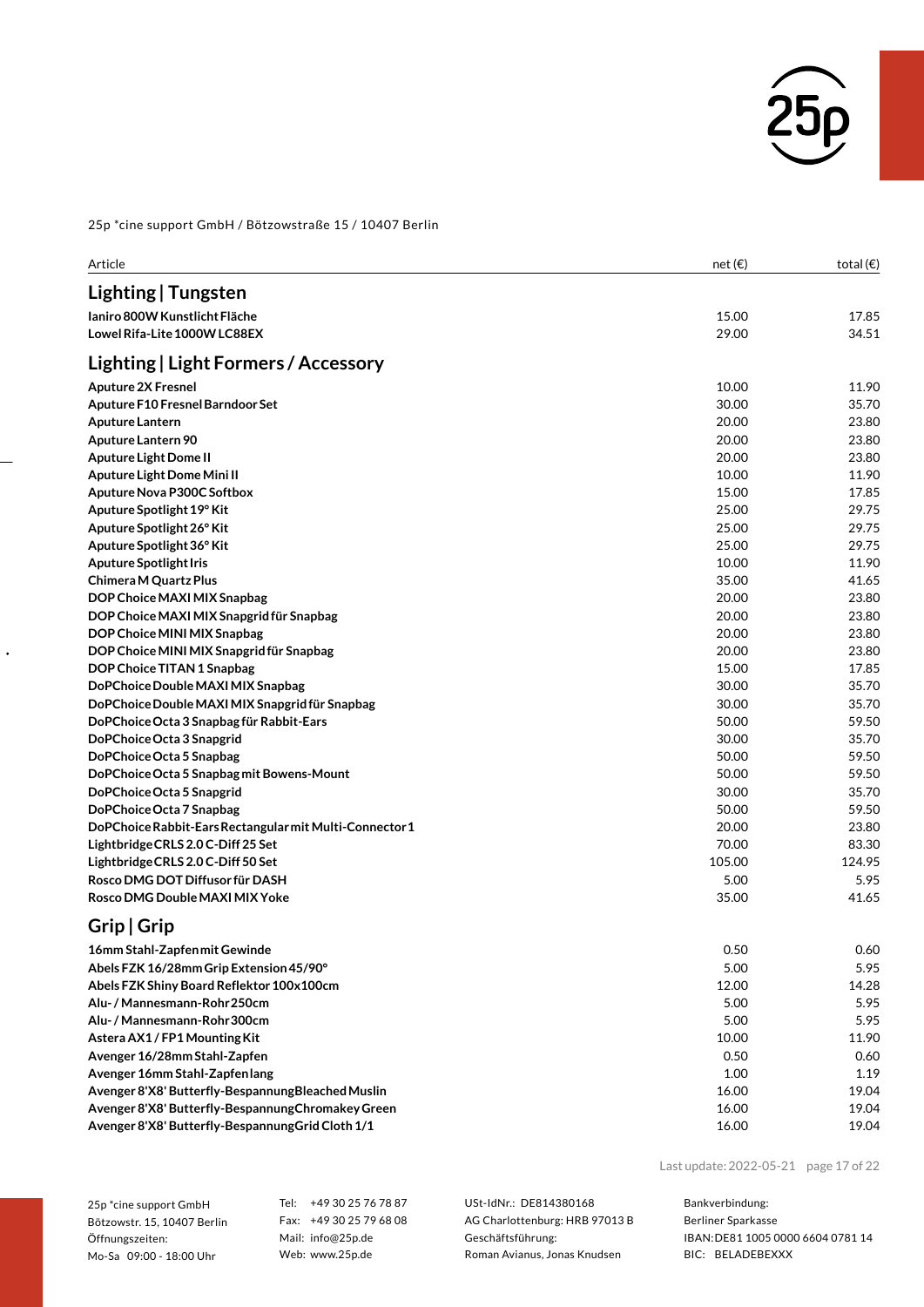25p *cine support GmbH / Bötzowstraße 15 / 10407 Berlin

| Article | net (€) | total (€) |
|---|---|---|
| **Lighting \| Tungsten** | | |
| **Ianiro 800W Kunstlicht Fläche** | 15.00 | 17.85 |
| **Lowel Rifa-Lite 1000W LC88EX** | 29.00 | 34.51 |
| **Lighting \| Light Formers / Accessory** | | |
| **Aputure 2X Fresnel** | 10.00 | 11.90 |
| **Aputure F10 Fresnel Barndoor Set** | 30.00 | 35.70 |
| **Aputure Lantern** | 20.00 | 23.80 |
| **Aputure Lantern 90** | 20.00 | 23.80 |
| **Aputure Light Dome II** | 20.00 | 23.80 |
| **Aputure Light Dome Mini II** | 10.00 | 11.90 |
| **Aputure Nova P300C Softbox** | 15.00 | 17.85 |
| **Aputure Spotlight 19° Kit** | 25.00 | 29.75 |
| **Aputure Spotlight 26° Kit** | 25.00 | 29.75 |
| **Aputure Spotlight 36° Kit** | 25.00 | 29.75 |
| **Aputure Spotlight Iris** | 10.00 | 11.90 |
| **Chimera M Quartz Plus** | 35.00 | 41.65 |
| **DOP Choice MAXI MIX Snapbag** | 20.00 | 23.80 |
| **DOP Choice MAXI MIX Snapgrid für Snapbag** | 20.00 | 23.80 |
| **DOP Choice MINI MIX Snapbag** | 20.00 | 23.80 |
| **DOP Choice MINI MIX Snapgrid für Snapbag** | 20.00 | 23.80 |
| **DOP Choice TITAN 1 Snapbag** | 15.00 | 17.85 |
| **DoPChoice Double MAXI MIX Snapbag** | 30.00 | 35.70 |
| **DoPChoice Double MAXI MIX Snapgrid für Snapbag** | 30.00 | 35.70 |
| **DoPChoice Octa 3 Snapbag für Rabbit-Ears** | 50.00 | 59.50 |
| **DoPChoice Octa 3 Snapgrid** | 30.00 | 35.70 |
| **DoPChoice Octa 5 Snapbag** | 50.00 | 59.50 |
| **DoPChoice Octa 5 Snapbag mit Bowens-Mount** | 50.00 | 59.50 |
| **DoPChoice Octa 5 Snapgrid** | 30.00 | 35.70 |
| **DoPChoice Octa 7 Snapbag** | 50.00 | 59.50 |
| **DoPChoice Rabbit-Ears Rectangular mit Multi-Connector 1** | 20.00 | 23.80 |
| **Lightbridge CRLS 2.0 C-Diff 25 Set** | 70.00 | 83.30 |
| **Lightbridge CRLS 2.0 C-Diff 50 Set** | 105.00 | 124.95 |
| **Rosco DMG DOT Diffusor für DASH** | 5.00 | 5.95 |
| **Rosco DMG Double MAXI MIX Yoke** | 35.00 | 41.65 |
| **Grip \| Grip** | | |
| **16mm Stahl-Zapfen mit Gewinde** | 0.50 | 0.60 |
| **Abels FZK 16/28mm Grip Extension 45/90°** | 5.00 | 5.95 |
| **Abels FZK Shiny Board Reflektor 100x100cm** | 12.00 | 14.28 |
| **Alu- / Mannesmann-Rohr 250cm** | 5.00 | 5.95 |
| **Alu- / Mannesmann-Rohr 300cm** | 5.00 | 5.95 |
| **Astera AX1 / FP1 Mounting Kit** | 10.00 | 11.90 |
| **Avenger 16/28mm Stahl-Zapfen** | 0.50 | 0.60 |
| **Avenger 16mm Stahl-Zapfen lang** | 1.00 | 1.19 |
| **Avenger 8'X8' Butterfly-Bespannung Bleached Muslin** | 16.00 | 19.04 |
| **Avenger 8'X8' Butterfly-Bespannung Chromakey Green** | 16.00 | 19.04 |
| **Avenger 8'X8' Butterfly-Bespannung Grid Cloth 1/1** | 16.00 | 19.04 |

Last update: 2022-05-21

25p *cine support GmbH
Bötzowstr. 15, 10407 Berlin
Öffnungszeiten:
Mo-Sa 09:00 - 18:00 Uhr

Tel: +49 30 25 76 78 87
Fax: +49 30 25 79 68 08
Mail: info@25p.de
Web: www.25p.de

USt-IdNr.: DE814380168
AG Charlottenburg: HRB 97013 B
Geschäftsführung:
Roman Avianus, Jonas Knudsen

Bankverbindung:
Berliner Sparkasse
IBAN: DE81 1005 0000 6604 0781 14
BIC: BELADEBEXXX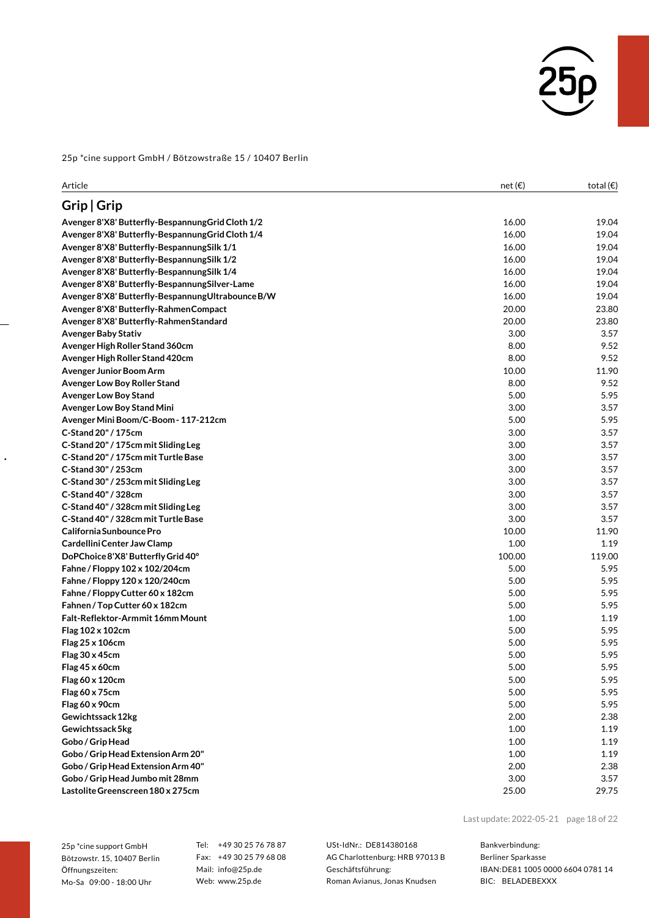25p *cine support GmbH / Bötzowstraße 15 / 10407 Berlin

| Article | net (€) | total (€) |
|---|---|---|
| **Grip \| Grip** | | |
| **Avenger 8'X8' Butterfly-Bespannung Grid Cloth 1/2** | 16.00 | 19.04 |
| **Avenger 8'X8' Butterfly-Bespannung Grid Cloth 1/4** | 16.00 | 19.04 |
| **Avenger 8'X8' Butterfly-Bespannung Silk 1/1** | 16.00 | 19.04 |
| **Avenger 8'X8' Butterfly-Bespannung Silk 1/2** | 16.00 | 19.04 |
| **Avenger 8'X8' Butterfly-Bespannung Silk 1/4** | 16.00 | 19.04 |
| **Avenger 8'X8' Butterfly-Bespannung Silver-Lame** | 16.00 | 19.04 |
| **Avenger 8'X8' Butterfly-Bespannung Ultrabounce B/W** | 16.00 | 19.04 |
| **Avenger 8'X8' Butterfly-Rahmen Compact** | 20.00 | 23.80 |
| **Avenger 8'X8' Butterfly-Rahmen Standard** | 20.00 | 23.80 |
| **Avenger Baby Stativ** | 3.00 | 3.57 |
| **Avenger High Roller Stand 360cm** | 8.00 | 9.52 |
| **Avenger High Roller Stand 420cm** | 8.00 | 9.52 |
| **Avenger Junior Boom Arm** | 10.00 | 11.90 |
| **Avenger Low Boy Roller Stand** | 8.00 | 9.52 |
| **Avenger Low Boy Stand** | 5.00 | 5.95 |
| **Avenger Low Boy Stand Mini** | 3.00 | 3.57 |
| **Avenger Mini Boom/C-Boom - 117-212cm** | 5.00 | 5.95 |
| **C-Stand 20" / 175cm** | 3.00 | 3.57 |
| **C-Stand 20" / 175cm mit Sliding Leg** | 3.00 | 3.57 |
| **C-Stand 20" / 175cm mit Turtle Base** | 3.00 | 3.57 |
| **C-Stand 30" / 253cm** | 3.00 | 3.57 |
| **C-Stand 30" / 253cm mit Sliding Leg** | 3.00 | 3.57 |
| **C-Stand 40" / 328cm** | 3.00 | 3.57 |
| **C-Stand 40" / 328cm mit Sliding Leg** | 3.00 | 3.57 |
| **C-Stand 40" / 328cm mit Turtle Base** | 3.00 | 3.57 |
| **California Sunbounce Pro** | 10.00 | 11.90 |
| **Cardellini Center Jaw Clamp** | 1.00 | 1.19 |
| **DoPChoice 8'X8' Butterfly Grid 40°** | 100.00 | 119.00 |
| **Fahne / Floppy 102 x 102/204cm** | 5.00 | 5.95 |
| **Fahne / Floppy 120 x 120/240cm** | 5.00 | 5.95 |
| **Fahne / Floppy Cutter 60 x 182cm** | 5.00 | 5.95 |
| **Fahnen / Top Cutter 60 x 182cm** | 5.00 | 5.95 |
| **Falt-Reflektor-Arm mit 16mm Mount** | 1.00 | 1.19 |
| **Flag 102 x 102cm** | 5.00 | 5.95 |
| **Flag 25 x 106cm** | 5.00 | 5.95 |
| **Flag 30 x 45cm** | 5.00 | 5.95 |
| **Flag 45 x 60cm** | 5.00 | 5.95 |
| **Flag 60 x 120cm** | 5.00 | 5.95 |
| **Flag 60 x 75cm** | 5.00 | 5.95 |
| **Flag 60 x 90cm** | 5.00 | 5.95 |
| **Gewichtssack 12kg** | 2.00 | 2.38 |
| **Gewichtssack 5kg** | 1.00 | 1.19 |
| **Gobo / Grip Head** | 1.00 | 1.19 |
| **Gobo / Grip Head Extension Arm 20"** | 1.00 | 1.19 |
| **Gobo / Grip Head Extension Arm 40"** | 2.00 | 2.38 |
| **Gobo / Grip Head Jumbo mit 28mm** | 3.00 | 3.57 |
| **Lastolite Greenscreen 180 x 275cm** | 25.00 | 29.75 |

Last update: 2022-05-21

25p *cine support GmbH
Bötzowstr. 15, 10407 Berlin
Öffnungszeiten:
Mo-Sa 09:00 - 18:00 Uhr

Tel: +49 30 25 76 78 87
Fax: +49 30 25 79 68 08
Mail: info@25p.de
Web: www.25p.de

USt-IdNr.: DE814380168
AG Charlottenburg: HRB 97013 B
Geschäftsführung:
Roman Avianus, Jonas Knudsen

Bankverbindung:
Berliner Sparkasse
IBAN: DE81 1005 0000 6604 0781 14
BIC: BELADEBEXXX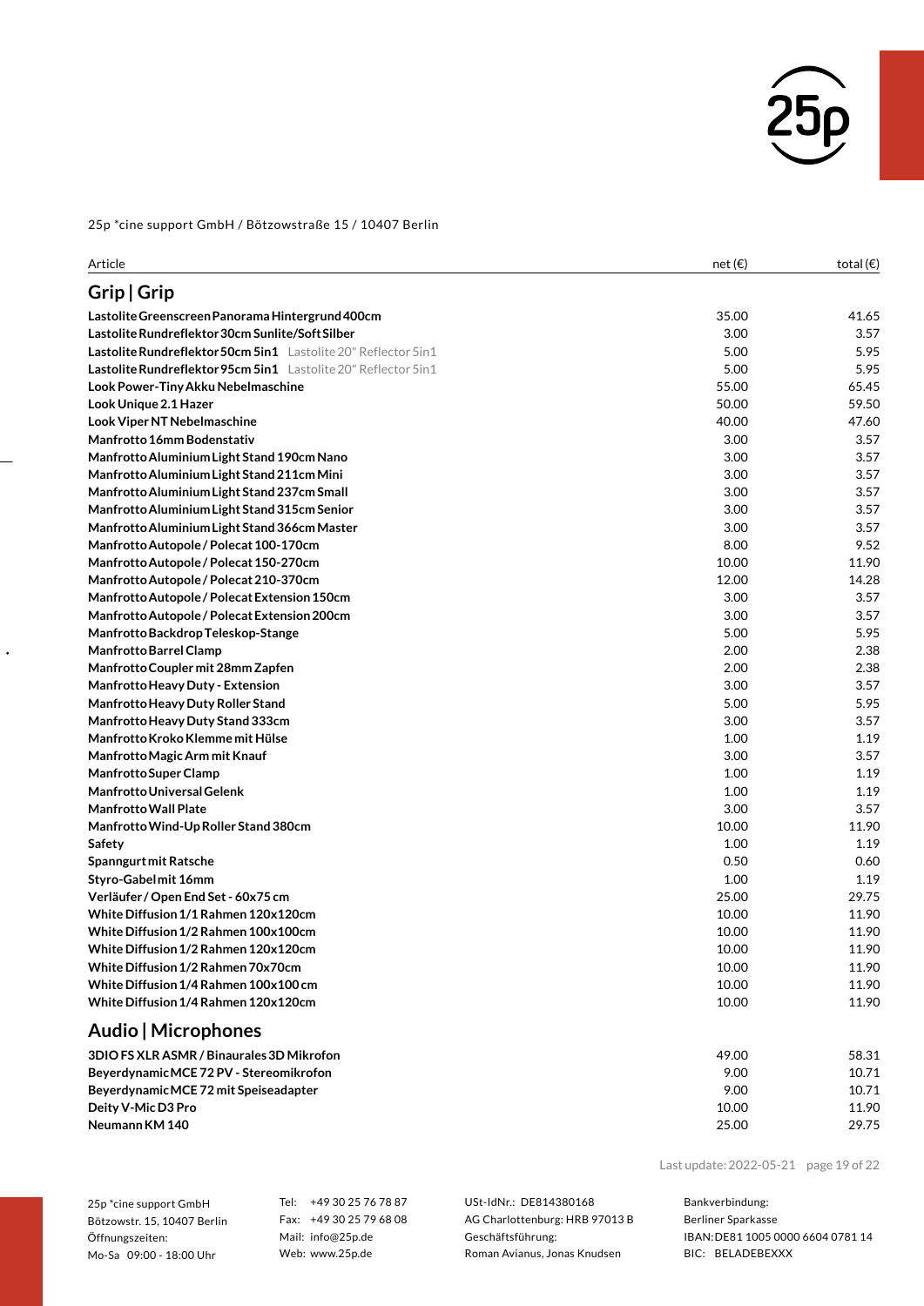25p *cine support GmbH / Bötzowstraße 15 / 10407 Berlin

| Article | net (€) | total (€) |
|---|---|---|
| **Grip \| Grip** | | |
| **Lastolite Greenscreen Panorama Hintergrund 400cm** | 35.00 | 41.65 |
| **Lastolite Rundreflektor 30cm Sunlite/Soft Silber** | 3.00 | 3.57 |
| **Lastolite Rundreflektor 50cm 5in1** Lastolite 20" Reflector 5in1 | 5.00 | 5.95 |
| **Lastolite Rundreflektor 95cm 5in1** Lastolite 20" Reflector 5in1 | 5.00 | 5.95 |
| **Look Power-Tiny Akku Nebelmaschine** | 55.00 | 65.45 |
| **Look Unique 2.1 Hazer** | 50.00 | 59.50 |
| **Look Viper NT Nebelmaschine** | 40.00 | 47.60 |
| **Manfrotto 16mm Bodenstativ** | 3.00 | 3.57 |
| **Manfrotto Aluminium Light Stand 190cm Nano** | 3.00 | 3.57 |
| **Manfrotto Aluminium Light Stand 211cm Mini** | 3.00 | 3.57 |
| **Manfrotto Aluminium Light Stand 237cm Small** | 3.00 | 3.57 |
| **Manfrotto Aluminium Light Stand 315cm Senior** | 3.00 | 3.57 |
| **Manfrotto Aluminium Light Stand 366cm Master** | 3.00 | 3.57 |
| **Manfrotto Autopole / Polecat 100-170cm** | 8.00 | 9.52 |
| **Manfrotto Autopole / Polecat 150-270cm** | 10.00 | 11.90 |
| **Manfrotto Autopole / Polecat 210-370cm** | 12.00 | 14.28 |
| **Manfrotto Autopole / Polecat Extension 150cm** | 3.00 | 3.57 |
| **Manfrotto Autopole / Polecat Extension 200cm** | 3.00 | 3.57 |
| **Manfrotto Backdrop Teleskop-Stange** | 5.00 | 5.95 |
| **Manfrotto Barrel Clamp** | 2.00 | 2.38 |
| **Manfrotto Coupler mit 28mm Zapfen** | 2.00 | 2.38 |
| **Manfrotto Heavy Duty - Extension** | 3.00 | 3.57 |
| **Manfrotto Heavy Duty Roller Stand** | 5.00 | 5.95 |
| **Manfrotto Heavy Duty Stand 333cm** | 3.00 | 3.57 |
| **Manfrotto Kroko Klemme mit Hülse** | 1.00 | 1.19 |
| **Manfrotto Magic Arm mit Knauf** | 3.00 | 3.57 |
| **Manfrotto Super Clamp** | 1.00 | 1.19 |
| **Manfrotto Universal Gelenk** | 1.00 | 1.19 |
| **Manfrotto Wall Plate** | 3.00 | 3.57 |
| **Manfrotto Wind-Up Roller Stand 380cm** | 10.00 | 11.90 |
| **Safety** | 1.00 | 1.19 |
| **Spanngurt mit Ratsche** | 0.50 | 0.60 |
| **Styro-Gabel mit 16mm** | 1.00 | 1.19 |
| **Verläufer / Open End Set - 60x75 cm** | 25.00 | 29.75 |
| **White Diffusion 1/1 Rahmen 120x120cm** | 10.00 | 11.90 |
| **White Diffusion 1/2 Rahmen 100x100cm** | 10.00 | 11.90 |
| **White Diffusion 1/2 Rahmen 120x120cm** | 10.00 | 11.90 |
| **White Diffusion 1/2 Rahmen 70x70cm** | 10.00 | 11.90 |
| **White Diffusion 1/4 Rahmen 100x100 cm** | 10.00 | 11.90 |
| **White Diffusion 1/4 Rahmen 120x120cm** | 10.00 | 11.90 |
| **Audio \| Microphones** | | |
| **3DIO FS XLR ASMR / Binaurales 3D Mikrofon** | 49.00 | 58.31 |
| **Beyerdynamic MCE 72 PV - Stereomikrofon** | 9.00 | 10.71 |
| **Beyerdynamic MCE 72 mit Speiseadapter** | 9.00 | 10.71 |
| **Deity V-Mic D3 Pro** | 10.00 | 11.90 |
| **Neumann KM 140** | 25.00 | 29.75 |

Last update: 2022-05-21

25p *cine support GmbH
Bötzowstr. 15, 10407 Berlin
Öffnungszeiten:
Mo-Sa 09:00 - 18:00 Uhr

Tel: +49 30 25 76 78 87
Fax: +49 30 25 79 68 08
Mail: info@25p.de
Web: www.25p.de

USt-IdNr.: DE814380168
AG Charlottenburg: HRB 97013 B
Geschäftsführung:
Roman Avianus, Jonas Knudsen

Bankverbindung:
Berliner Sparkasse
IBAN: DE81 1005 0000 6604 0781 14
BIC: BELADEBEXXX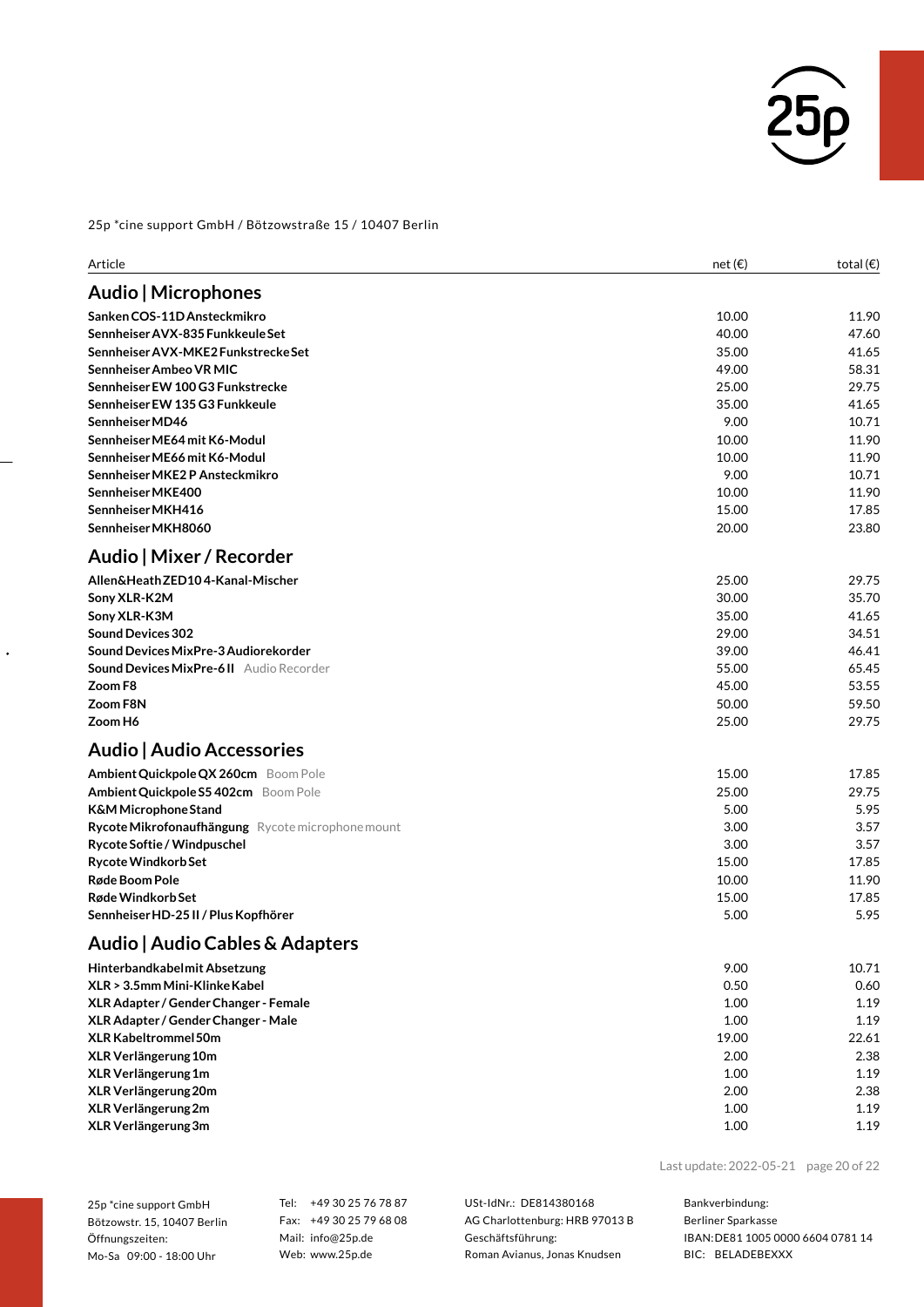25p *cine support GmbH / Bötzowstraße 15 / 10407 Berlin

| Article | net (€) | total (€) |
|---|---|---|
| **Audio \| Microphones** | | |
| **Sanken COS-11D Ansteckmikro** | 10.00 | 11.90 |
| **Sennheiser AVX-835 Funkkeule Set** | 40.00 | 47.60 |
| **Sennheiser AVX-MKE2 Funkstrecke Set** | 35.00 | 41.65 |
| **Sennheiser Ambeo VR MIC** | 49.00 | 58.31 |
| **Sennheiser EW 100 G3 Funkstrecke** | 25.00 | 29.75 |
| **Sennheiser EW 135 G3 Funkkeule** | 35.00 | 41.65 |
| **Sennheiser MD46** | 9.00 | 10.71 |
| **Sennheiser ME64 mit K6-Modul** | 10.00 | 11.90 |
| **Sennheiser ME66 mit K6-Modul** | 10.00 | 11.90 |
| **Sennheiser MKE2 P Ansteckmikro** | 9.00 | 10.71 |
| **Sennheiser MKE400** | 10.00 | 11.90 |
| **Sennheiser MKH416** | 15.00 | 17.85 |
| **Sennheiser MKH8060** | 20.00 | 23.80 |
| **Audio \| Mixer / Recorder** | | |
| **Allen&Heath ZED10 4-Kanal-Mischer** | 25.00 | 29.75 |
| **Sony XLR-K2M** | 30.00 | 35.70 |
| **Sony XLR-K3M** | 35.00 | 41.65 |
| **Sound Devices 302** | 29.00 | 34.51 |
| **Sound Devices MixPre-3 Audiorekorder** | 39.00 | 46.41 |
| **Sound Devices MixPre-6 II** Audio Recorder | 55.00 | 65.45 |
| **Zoom F8** | 45.00 | 53.55 |
| **Zoom F8N** | 50.00 | 59.50 |
| **Zoom H6** | 25.00 | 29.75 |
| **Audio \| Audio Accessories** | | |
| **Ambient Quickpole QX 260cm** Boom Pole | 15.00 | 17.85 |
| **Ambient Quickpole S5 402cm** Boom Pole | 25.00 | 29.75 |
| **K&M Microphone Stand** | 5.00 | 5.95 |
| **Rycote Mikrofonaufhängung** Rycote microphone mount | 3.00 | 3.57 |
| **Rycote Softie / Windpuschel** | 3.00 | 3.57 |
| **Rycote Windkorb Set** | 15.00 | 17.85 |
| **Røde Boom Pole** | 10.00 | 11.90 |
| **Røde Windkorb Set** | 15.00 | 17.85 |
| **Sennheiser HD-25 II / Plus Kopfhörer** | 5.00 | 5.95 |
| **Audio \| Audio Cables & Adapters** | | |
| **Hinterbandkabel mit Absetzung** | 9.00 | 10.71 |
| **XLR > 3.5mm Mini-Klinke Kabel** | 0.50 | 0.60 |
| **XLR Adapter / Gender Changer - Female** | 1.00 | 1.19 |
| **XLR Adapter / Gender Changer - Male** | 1.00 | 1.19 |
| **XLR Kabeltrommel 50m** | 19.00 | 22.61 |
| **XLR Verlängerung 10m** | 2.00 | 2.38 |
| **XLR Verlängerung 1m** | 1.00 | 1.19 |
| **XLR Verlängerung 20m** | 2.00 | 2.38 |
| **XLR Verlängerung 2m** | 1.00 | 1.19 |
| **XLR Verlängerung 3m** | 1.00 | 1.19 |

Last update: 2022-05-21

25p *cine support GmbH
Bötzowstr. 15, 10407 Berlin
Öffnungszeiten:
Mo-Sa 09:00 - 18:00 Uhr

Tel: +49 30 25 76 78 87
Fax: +49 30 25 79 68 08
Mail: info@25p.de
Web: www.25p.de

USt-IdNr.: DE814380168
AG Charlottenburg: HRB 97013 B
Geschäftsführung:
Roman Avianus, Jonas Knudsen

Bankverbindung:
Berliner Sparkasse
IBAN: DE81 1005 0000 6604 0781 14
BIC: BELADEBEXXX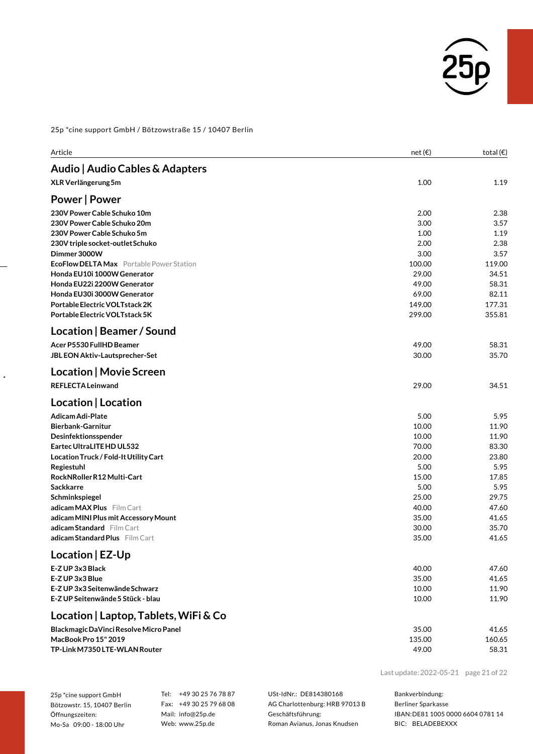25p *cine support GmbH / Bötzowstraße 15 / 10407 Berlin

| Article | net (€) | total (€) |
|---|---|---|
| **Audio \| Audio Cables & Adapters** | | |
| **XLR Verlängerung 5m** | 1.00 | 1.19 |
| **Power \| Power** | | |
| **230V Power Cable Schuko 10m** | 2.00 | 2.38 |
| **230V Power Cable Schuko 20m** | 3.00 | 3.57 |
| **230V Power Cable Schuko 5m** | 1.00 | 1.19 |
| **230V triple socket-outlet Schuko** | 2.00 | 2.38 |
| **Dimmer 3000W** | 3.00 | 3.57 |
| **EcoFlow DELTA Max** Portable Power Station | 100.00 | 119.00 |
| **Honda EU10i 1000W Generator** | 29.00 | 34.51 |
| **Honda EU22i 2200W Generator** | 49.00 | 58.31 |
| **Honda EU30i 3000W Generator** | 69.00 | 82.11 |
| **Portable Electric VOLTstack 2K** | 149.00 | 177.31 |
| **Portable Electric VOLTstack 5K** | 299.00 | 355.81 |
| **Location \| Beamer / Sound** | | |
| **Acer P5530 FullHD Beamer** | 49.00 | 58.31 |
| **JBL EON Aktiv-Lautsprecher-Set** | 30.00 | 35.70 |
| **Location \| Movie Screen** | | |
| **REFLECTA Leinwand** | 29.00 | 34.51 |
| **Location \| Location** | | |
| **Adicam Adi-Plate** | 5.00 | 5.95 |
| **Bierbank-Garnitur** | 10.00 | 11.90 |
| **Desinfektionsspender** | 10.00 | 11.90 |
| **Eartec UltraLITE HD UL532** | 70.00 | 83.30 |
| **Location Truck / Fold-It Utility Cart** | 20.00 | 23.80 |
| **Regiestuhl** | 5.00 | 5.95 |
| **RockNRoller R12 Multi-Cart** | 15.00 | 17.85 |
| **Sackkarre** | 5.00 | 5.95 |
| **Schminkspiegel** | 25.00 | 29.75 |
| **adicam MAX Plus** Film Cart | 40.00 | 47.60 |
| **adicam MINI Plus mit Accessory Mount** | 35.00 | 41.65 |
| **adicam Standard** Film Cart | 30.00 | 35.70 |
| **adicam Standard Plus** Film Cart | 35.00 | 41.65 |
| **Location \| EZ-Up** | | |
| **E-Z UP 3x3 Black** | 40.00 | 47.60 |
| **E-Z UP 3x3 Blue** | 35.00 | 41.65 |
| **E-Z UP 3x3 Seitenwände Schwarz** | 10.00 | 11.90 |
| **E-Z UP Seitenwände 5 Stück - blau** | 10.00 | 11.90 |
| **Location \| Laptop, Tablets, WiFi & Co** | | |
| **Blackmagic DaVinci Resolve Micro Panel** | 35.00 | 41.65 |
| **MacBook Pro 15" 2019** | 135.00 | 160.65 |
| **TP-Link M7350 LTE-WLAN Router** | 49.00 | 58.31 |

Last update: 2022-05-21

25p *cine support GmbH
Bötzowstr. 15, 10407 Berlin
Öffnungszeiten:
Mo-Sa 09:00 - 18:00 Uhr

Tel: +49 30 25 76 78 87
Fax: +49 30 25 79 68 08
Mail: info@25p.de
Web: www.25p.de

USt-IdNr.: DE814380168
AG Charlottenburg: HRB 97013 B
Geschäftsführung:
Roman Avianus, Jonas Knudsen

Bankverbindung:
Berliner Sparkasse
IBAN: DE81 1005 0000 6604 0781 14
BIC: BELADEBEXXX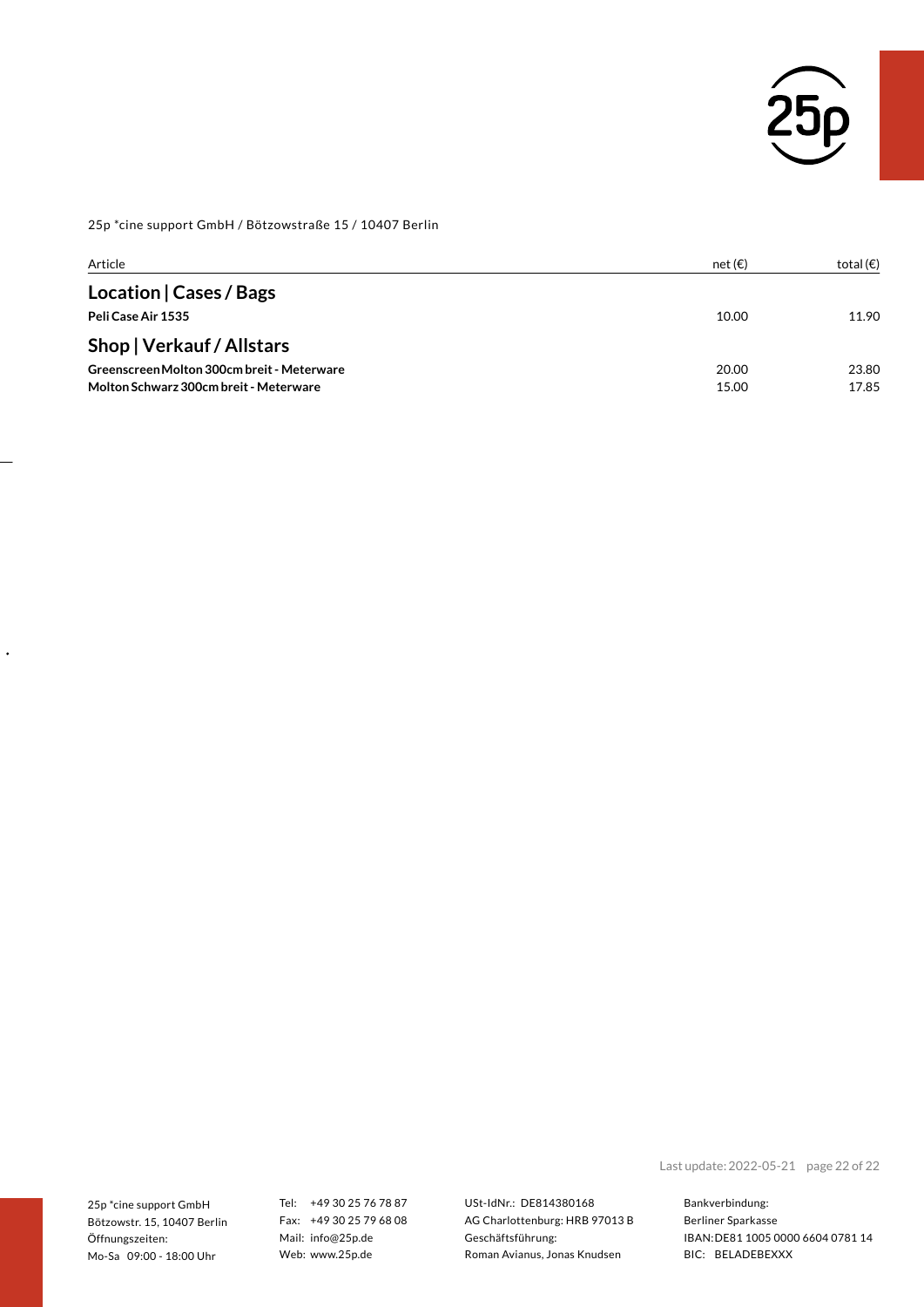25p *cine support GmbH / Bötzowstraße 15 / 10407 Berlin

| Article | net (€) | total (€) |
|---|---|---|
| **Location \| Cases / Bags** | | |
| **Peli Case Air 1535** | 10.00 | 11.90 |
| **Shop \| Verkauf / Allstars** | | |
| **Greenscreen Molton 300cm breit - Meterware** | 20.00 | 23.80 |
| **Molton Schwarz 300cm breit - Meterware** | 15.00 | 17.85 |

Last update: 2022-05-21

25p *cine support GmbH
Bötzowstr. 15, 10407 Berlin
Öffnungszeiten:
Mo-Sa 09:00 - 18:00 Uhr

Tel: +49 30 25 76 78 87
Fax: +49 30 25 79 68 08
Mail: info@25p.de
Web: www.25p.de

USt-IdNr.: DE814380168
AG Charlottenburg: HRB 97013 B
Geschäftsführung:
Roman Avianus, Jonas Knudsen

Bankverbindung:
Berliner Sparkasse
IBAN: DE81 1005 0000 6604 0781 14
BIC: BELADEBEXXX